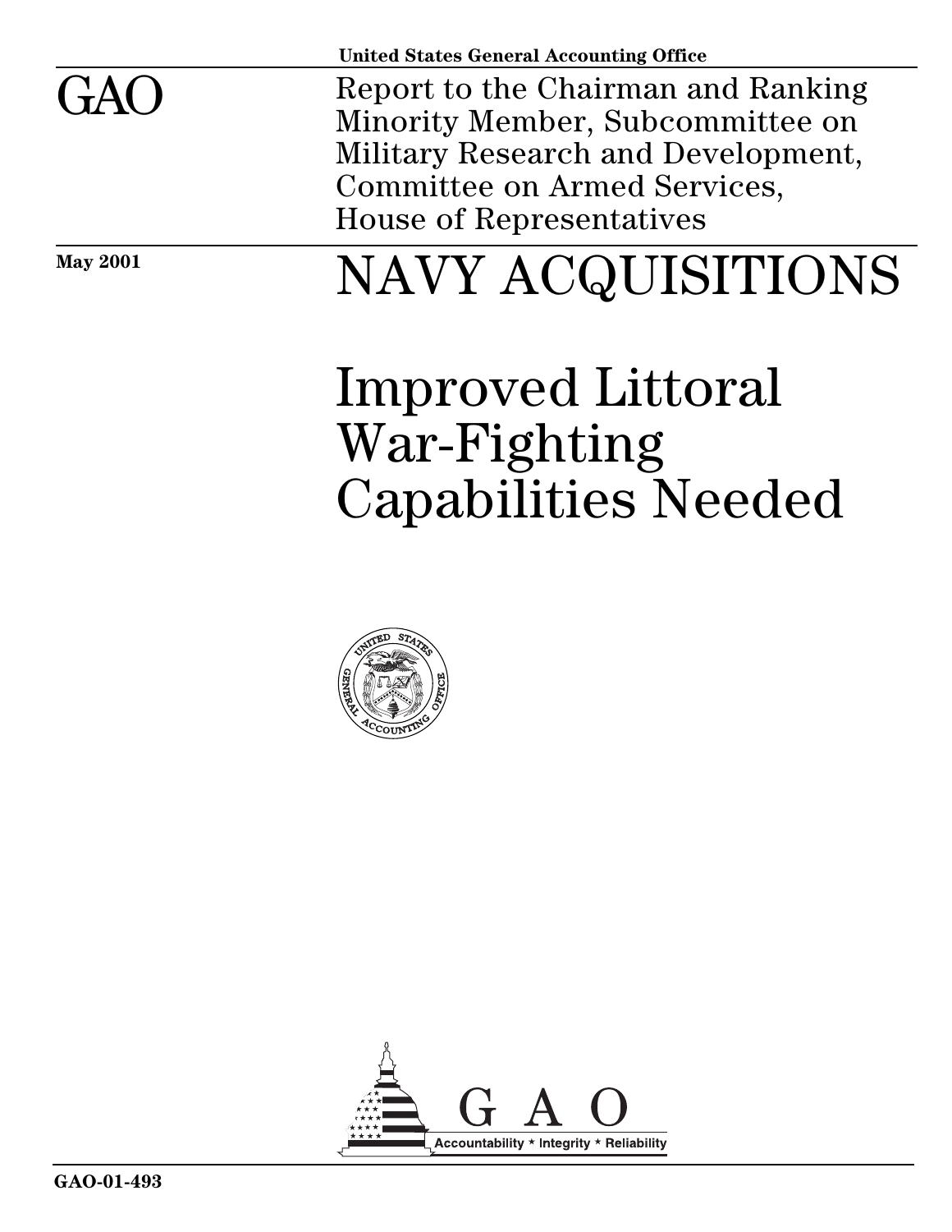United States General Accounting Office

GAO

Report to the Chairman and Ranking Minority Member, Subcommittee on Military Research and Development, Committee on Armed Services, House of Representatives

May 2001

# NAVY ACQUISITIONS

# Improved Littoral War-Fighting Capabilities Needed

GAO

Accountability * Integrity * Reliability

GAO-01-493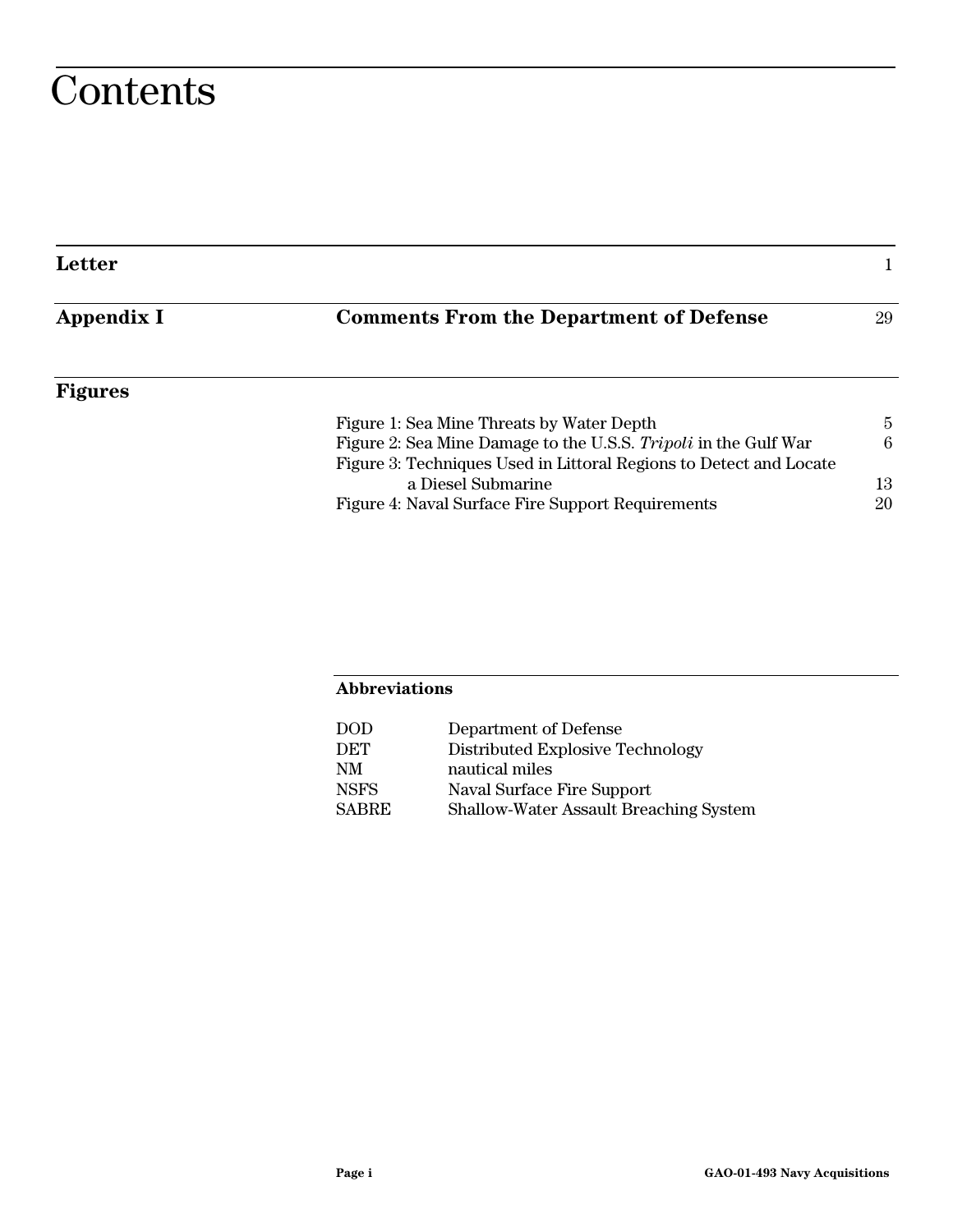# Contents

| | | |
|---|---|---|
| **Letter** | | 1 |
| **Appendix I** | **Comments From the Department of Defense** | 29 |

## Figures

| | |
|---|---|
| Figure 1: Sea Mine Threats by Water Depth | 5 |
| Figure 2: Sea Mine Damage to the U.S.S. *Tripoli* in the Gulf War | 6 |
| Figure 3: Techniques Used in Littoral Regions to Detect and Locate a Diesel Submarine | 13 |
| Figure 4: Naval Surface Fire Support Requirements | 20 |

**Abbreviations**

| | |
|---|---|
| DOD | Department of Defense |
| DET | Distributed Explosive Technology |
| NM | nautical miles |
| NSFS | Naval Surface Fire Support |
| SABRE | Shallow-Water Assault Breaching System |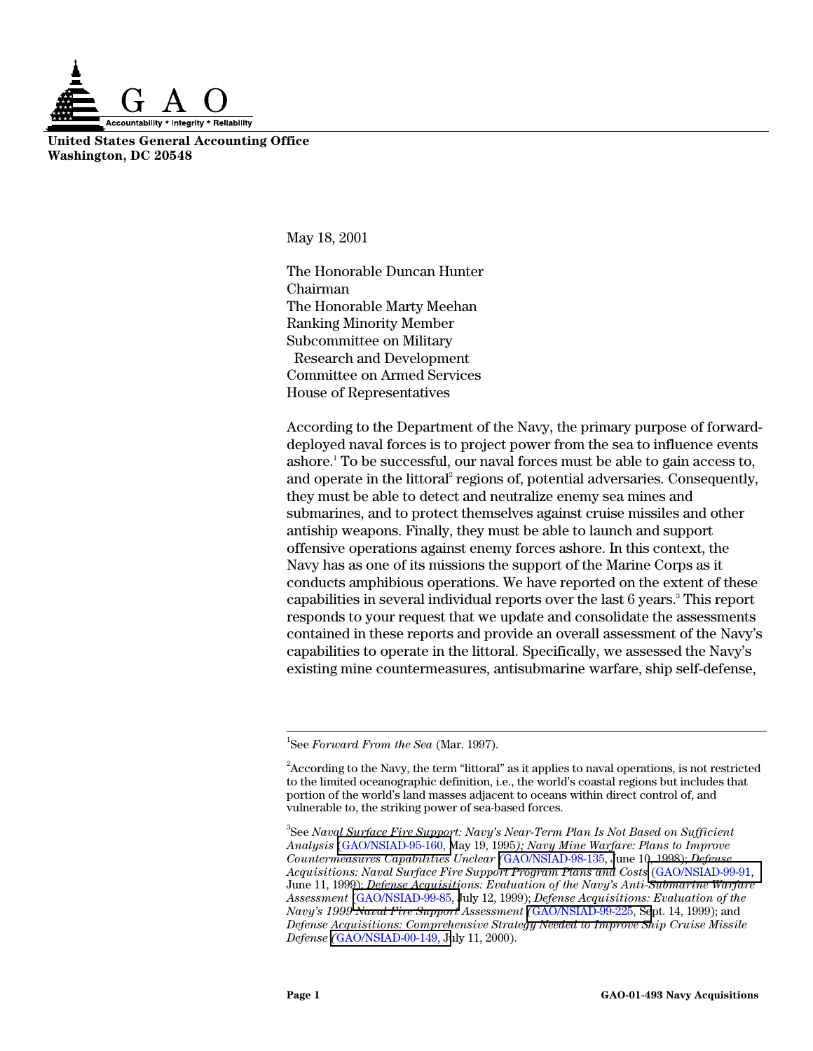GAO

Accountability * Integrity * Reliability

**United States General Accounting Office**
**Washington, DC 20548**

May 18, 2001

The Honorable Duncan Hunter
Chairman
The Honorable Marty Meehan
Ranking Minority Member
Subcommittee on Military
Research and Development
Committee on Armed Services
House of Representatives

According to the Department of the Navy, the primary purpose of forward-deployed naval forces is to project power from the sea to influence events ashore.[1] To be successful, our naval forces must be able to gain access to, and operate in the littoral[2] regions of, potential adversaries. Consequently, they must be able to detect and neutralize enemy sea mines and submarines, and to protect themselves against cruise missiles and other antiship weapons. Finally, they must be able to launch and support offensive operations against enemy forces ashore. In this context, the Navy has as one of its missions the support of the Marine Corps as it conducts amphibious operations. We have reported on the extent of these capabilities in several individual reports over the last 6 years.[3] This report responds to your request that we update and consolidate the assessments contained in these reports and provide an overall assessment of the Navy's capabilities to operate in the littoral. Specifically, we assessed the Navy's existing mine countermeasures, antisubmarine warfare, ship self-defense,

---

[1]See *Forward From the Sea* (Mar. 1997).

[2]According to the Navy, the term "littoral" as it applies to naval operations, is not restricted to the limited oceanographic definition, i.e., the world's coastal regions but includes that portion of the world's land masses adjacent to oceans within direct control of, and vulnerable to, the striking power of sea-based forces.

[3]See *Naval Surface Fire Support: Navy's Near-Term Plan Is Not Based on Sufficient Analysis* (GAO/NSIAD-95-160, May 19, 1995); *Navy Mine Warfare: Plans to Improve Countermeasures Capabilities Unclear* (GAO/NSIAD-98-135, June 10, 1998); *Defense Acquisitions: Naval Surface Fire Support Program Plans and Costs* (GAO/NSIAD-99-91, June 11, 1999); *Defense Acquisitions: Evaluation of the Navy's Anti-Submarine Warfare Assessment* (GAO/NSIAD-99-85, July 12, 1999); *Defense Acquisitions: Evaluation of the Navy's 1999 Naval Fire Support Assessment* (GAO/NSIAD-99-225, Sept. 14, 1999); and *Defense Acquisitions: Comprehensive Strategy Needed to Improve Ship Cruise Missile Defense* (GAO/NSIAD-00-149, July 11, 2000).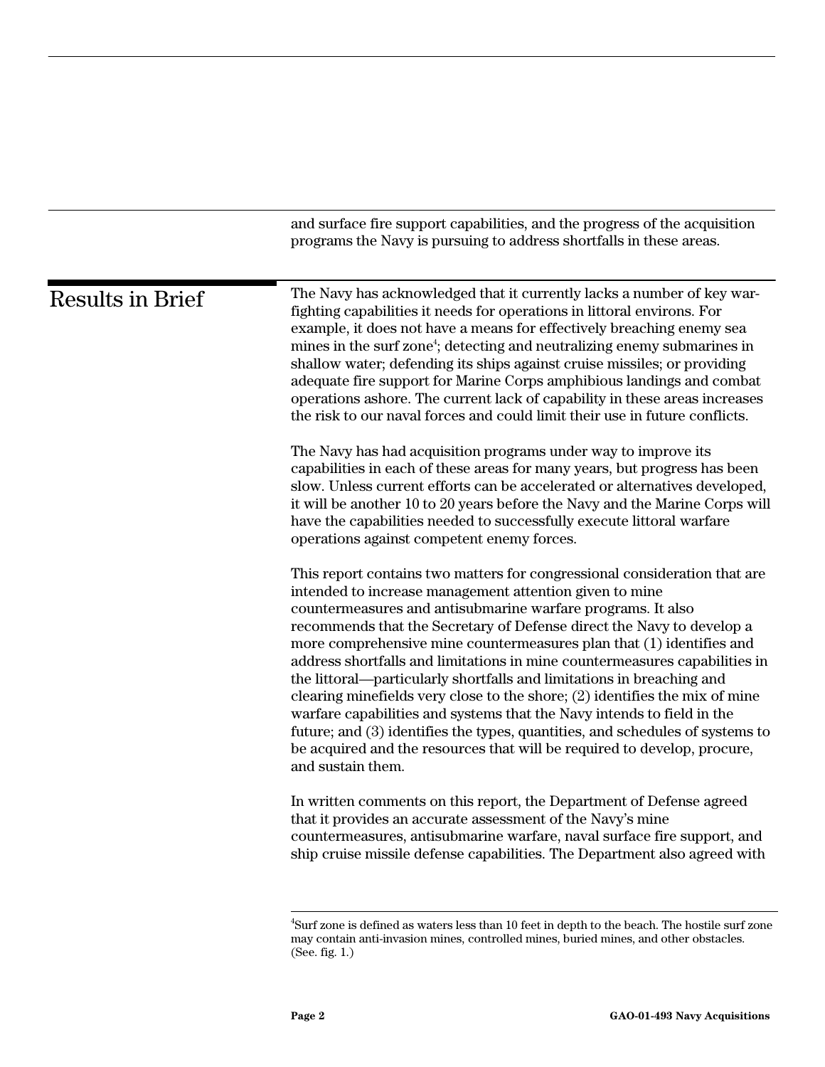and surface fire support capabilities, and the progress of the acquisition programs the Navy is pursuing to address shortfalls in these areas.

## Results in Brief

The Navy has acknowledged that it currently lacks a number of key war-fighting capabilities it needs for operations in littoral environs. For example, it does not have a means for effectively breaching enemy sea mines in the surf zone[4]; detecting and neutralizing enemy submarines in shallow water; defending its ships against cruise missiles; or providing adequate fire support for Marine Corps amphibious landings and combat operations ashore. The current lack of capability in these areas increases the risk to our naval forces and could limit their use in future conflicts.

The Navy has had acquisition programs under way to improve its capabilities in each of these areas for many years, but progress has been slow. Unless current efforts can be accelerated or alternatives developed, it will be another 10 to 20 years before the Navy and the Marine Corps will have the capabilities needed to successfully execute littoral warfare operations against competent enemy forces.

This report contains two matters for congressional consideration that are intended to increase management attention given to mine countermeasures and antisubmarine warfare programs. It also recommends that the Secretary of Defense direct the Navy to develop a more comprehensive mine countermeasures plan that (1) identifies and address shortfalls and limitations in mine countermeasures capabilities in the littoral—particularly shortfalls and limitations in breaching and clearing minefields very close to the shore; (2) identifies the mix of mine warfare capabilities and systems that the Navy intends to field in the future; and (3) identifies the types, quantities, and schedules of systems to be acquired and the resources that will be required to develop, procure, and sustain them.

In written comments on this report, the Department of Defense agreed that it provides an accurate assessment of the Navy's mine countermeasures, antisubmarine warfare, naval surface fire support, and ship cruise missile defense capabilities. The Department also agreed with

---

[4] Surf zone is defined as waters less than 10 feet in depth to the beach. The hostile surf zone may contain anti-invasion mines, controlled mines, buried mines, and other obstacles. (See. fig. 1.)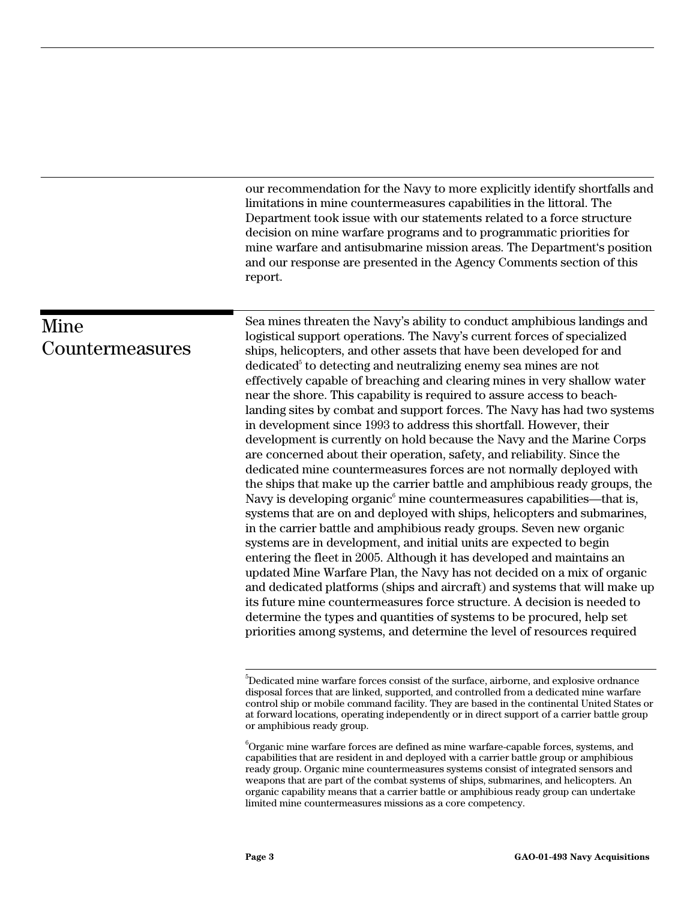our recommendation for the Navy to more explicitly identify shortfalls and limitations in mine countermeasures capabilities in the littoral. The Department took issue with our statements related to a force structure decision on mine warfare programs and to programmatic priorities for mine warfare and antisubmarine mission areas. The Department's position and our response are presented in the Agency Comments section of this report.

## Mine Countermeasures

Sea mines threaten the Navy's ability to conduct amphibious landings and logistical support operations. The Navy's current forces of specialized ships, helicopters, and other assets that have been developed for and dedicated[5] to detecting and neutralizing enemy sea mines are not effectively capable of breaching and clearing mines in very shallow water near the shore. This capability is required to assure access to beach-landing sites by combat and support forces. The Navy has had two systems in development since 1993 to address this shortfall. However, their development is currently on hold because the Navy and the Marine Corps are concerned about their operation, safety, and reliability. Since the dedicated mine countermeasures forces are not normally deployed with the ships that make up the carrier battle and amphibious ready groups, the Navy is developing organic[6] mine countermeasures capabilities—that is, systems that are on and deployed with ships, helicopters and submarines, in the carrier battle and amphibious ready groups. Seven new organic systems are in development, and initial units are expected to begin entering the fleet in 2005. Although it has developed and maintains an updated Mine Warfare Plan, the Navy has not decided on a mix of organic and dedicated platforms (ships and aircraft) and systems that will make up its future mine countermeasures force structure. A decision is needed to determine the types and quantities of systems to be procured, help set priorities among systems, and determine the level of resources required

---

[5]Dedicated mine warfare forces consist of the surface, airborne, and explosive ordnance disposal forces that are linked, supported, and controlled from a dedicated mine warfare control ship or mobile command facility. They are based in the continental United States or at forward locations, operating independently or in direct support of a carrier battle group or amphibious ready group.

[6]Organic mine warfare forces are defined as mine warfare-capable forces, systems, and capabilities that are resident in and deployed with a carrier battle group or amphibious ready group. Organic mine countermeasures systems consist of integrated sensors and weapons that are part of the combat systems of ships, submarines, and helicopters. An organic capability means that a carrier battle or amphibious ready group can undertake limited mine countermeasures missions as a core competency.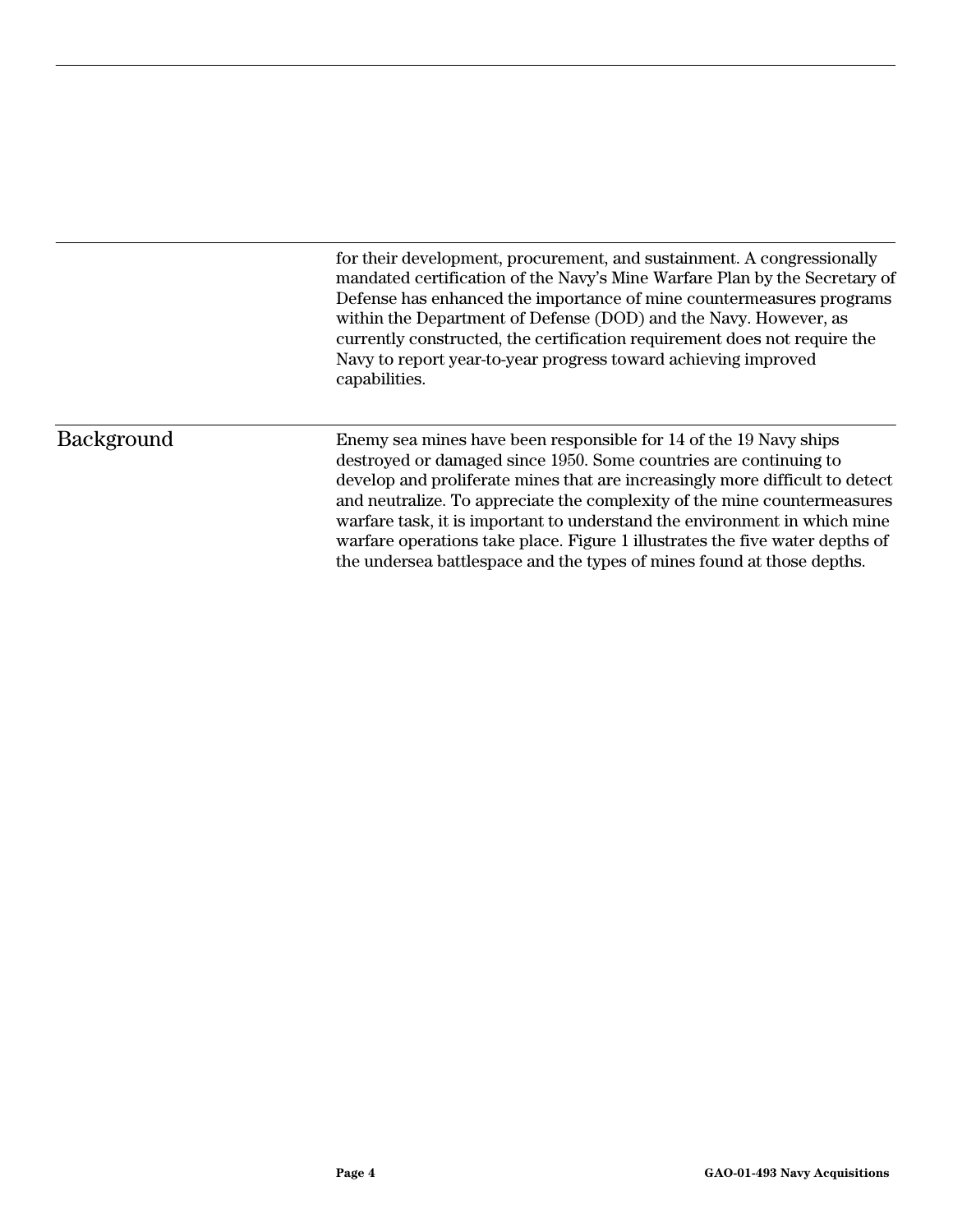for their development, procurement, and sustainment. A congressionally mandated certification of the Navy's Mine Warfare Plan by the Secretary of Defense has enhanced the importance of mine countermeasures programs within the Department of Defense (DOD) and the Navy. However, as currently constructed, the certification requirement does not require the Navy to report year-to-year progress toward achieving improved capabilities.

## Background

Enemy sea mines have been responsible for 14 of the 19 Navy ships destroyed or damaged since 1950. Some countries are continuing to develop and proliferate mines that are increasingly more difficult to detect and neutralize. To appreciate the complexity of the mine countermeasures warfare task, it is important to understand the environment in which mine warfare operations take place. Figure 1 illustrates the five water depths of the undersea battlespace and the types of mines found at those depths.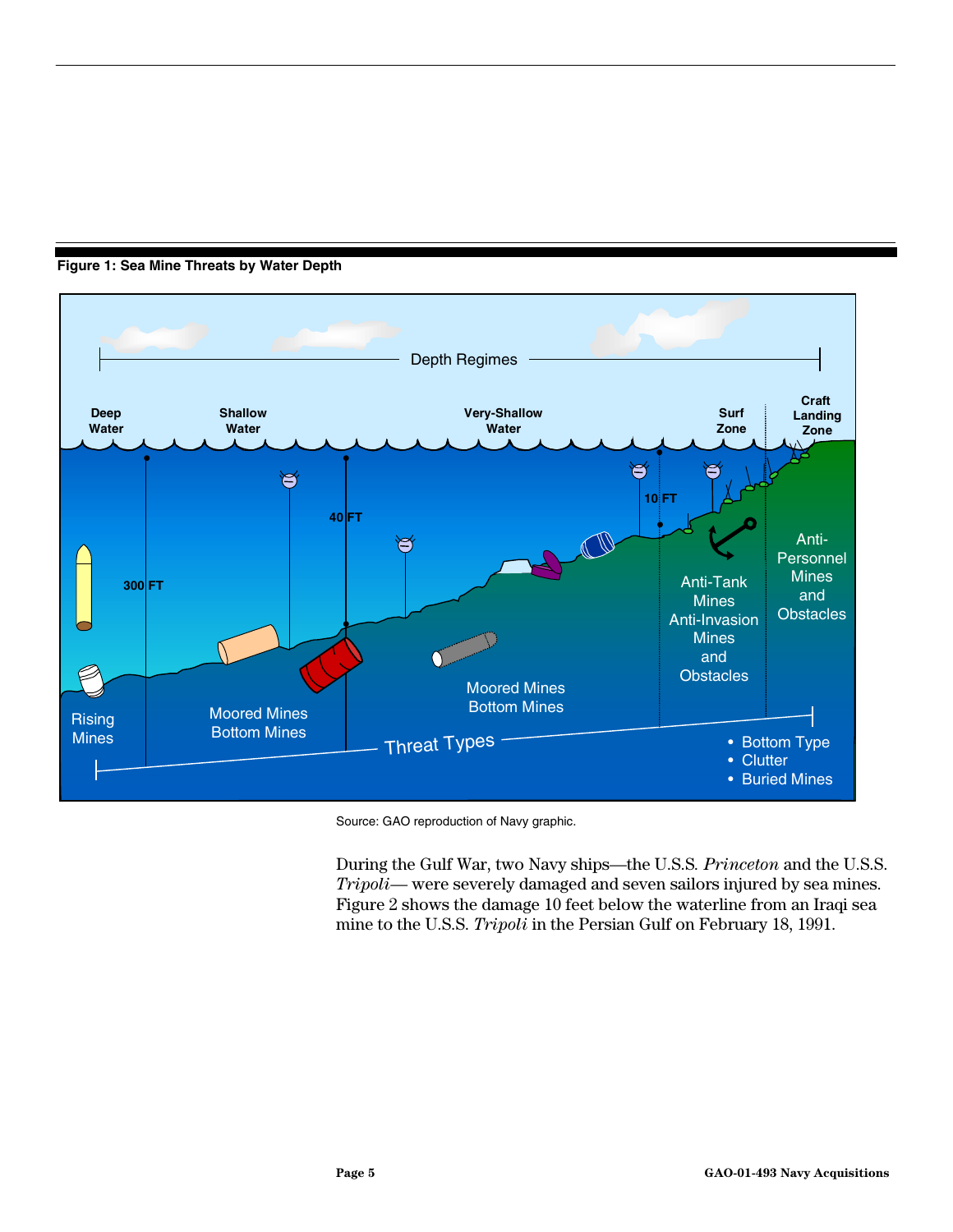**Figure 1: Sea Mine Threats by Water Depth**

Source: GAO reproduction of Navy graphic.

During the Gulf War, two Navy ships—the U.S.S. *Princeton* and the U.S.S. *Tripoli*— were severely damaged and seven sailors injured by sea mines. Figure 2 shows the damage 10 feet below the waterline from an Iraqi sea mine to the U.S.S. *Tripoli* in the Persian Gulf on February 18, 1991.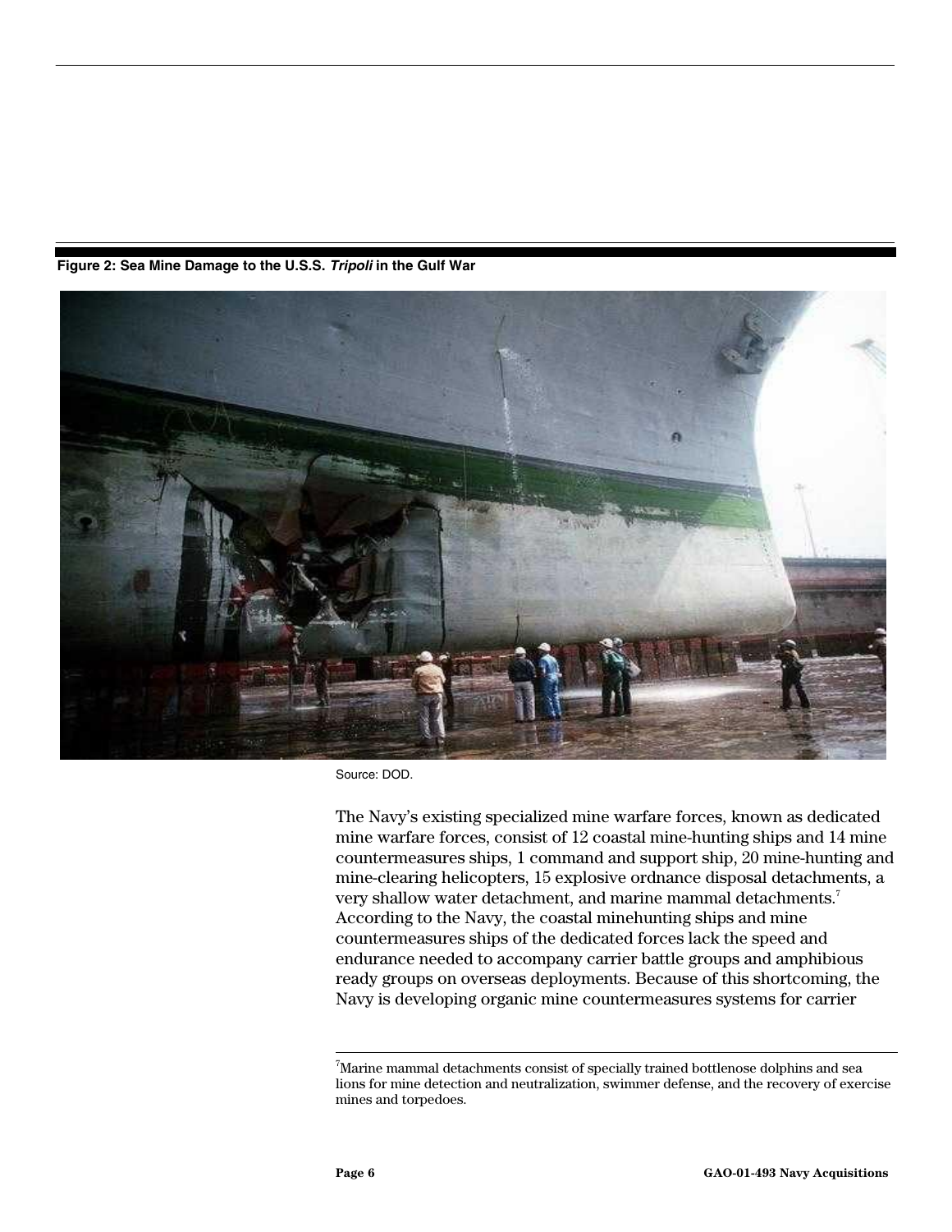**Figure 2: Sea Mine Damage to the U.S.S. *Tripoli* in the Gulf War**

Source: DOD.

The Navy's existing specialized mine warfare forces, known as dedicated mine warfare forces, consist of 12 coastal mine-hunting ships and 14 mine countermeasures ships, 1 command and support ship, 20 mine-hunting and mine-clearing helicopters, 15 explosive ordnance disposal detachments, a very shallow water detachment, and marine mammal detachments.[7] According to the Navy, the coastal minehunting ships and mine countermeasures ships of the dedicated forces lack the speed and endurance needed to accompany carrier battle groups and amphibious ready groups on overseas deployments. Because of this shortcoming, the Navy is developing organic mine countermeasures systems for carrier

[7]Marine mammal detachments consist of specially trained bottlenose dolphins and sea lions for mine detection and neutralization, swimmer defense, and the recovery of exercise mines and torpedoes.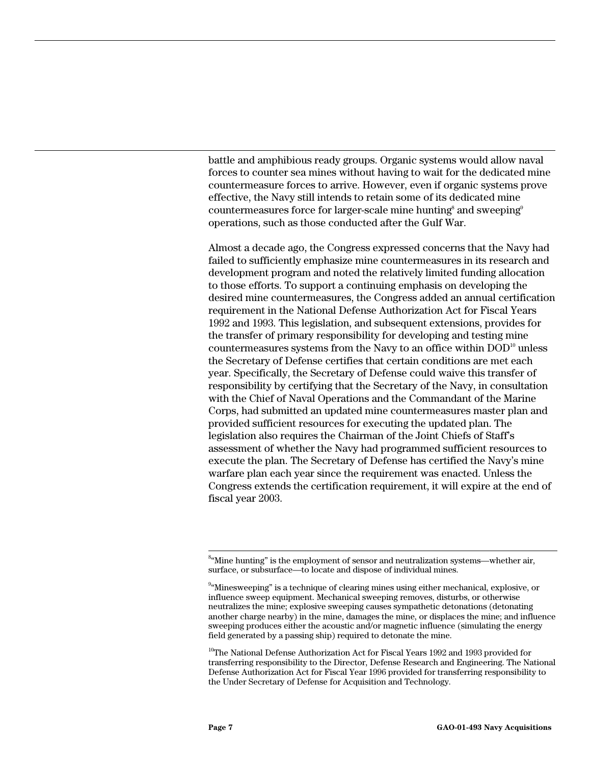battle and amphibious ready groups. Organic systems would allow naval forces to counter sea mines without having to wait for the dedicated mine countermeasure forces to arrive. However, even if organic systems prove effective, the Navy still intends to retain some of its dedicated mine countermeasures force for larger-scale mine hunting[8] and sweeping[9] operations, such as those conducted after the Gulf War.

Almost a decade ago, the Congress expressed concerns that the Navy had failed to sufficiently emphasize mine countermeasures in its research and development program and noted the relatively limited funding allocation to those efforts. To support a continuing emphasis on developing the desired mine countermeasures, the Congress added an annual certification requirement in the National Defense Authorization Act for Fiscal Years 1992 and 1993. This legislation, and subsequent extensions, provides for the transfer of primary responsibility for developing and testing mine countermeasures systems from the Navy to an office within DOD[10] unless the Secretary of Defense certifies that certain conditions are met each year. Specifically, the Secretary of Defense could waive this transfer of responsibility by certifying that the Secretary of the Navy, in consultation with the Chief of Naval Operations and the Commandant of the Marine Corps, had submitted an updated mine countermeasures master plan and provided sufficient resources for executing the updated plan. The legislation also requires the Chairman of the Joint Chiefs of Staff's assessment of whether the Navy had programmed sufficient resources to execute the plan. The Secretary of Defense has certified the Navy's mine warfare plan each year since the requirement was enacted. Unless the Congress extends the certification requirement, it will expire at the end of fiscal year 2003.

---

[8]"Mine hunting" is the employment of sensor and neutralization systems—whether air, surface, or subsurface—to locate and dispose of individual mines.

[9]"Minesweeping" is a technique of clearing mines using either mechanical, explosive, or influence sweep equipment. Mechanical sweeping removes, disturbs, or otherwise neutralizes the mine; explosive sweeping causes sympathetic detonations (detonating another charge nearby) in the mine, damages the mine, or displaces the mine; and influence sweeping produces either the acoustic and/or magnetic influence (simulating the energy field generated by a passing ship) required to detonate the mine.

[10]The National Defense Authorization Act for Fiscal Years 1992 and 1993 provided for transferring responsibility to the Director, Defense Research and Engineering. The National Defense Authorization Act for Fiscal Year 1996 provided for transferring responsibility to the Under Secretary of Defense for Acquisition and Technology.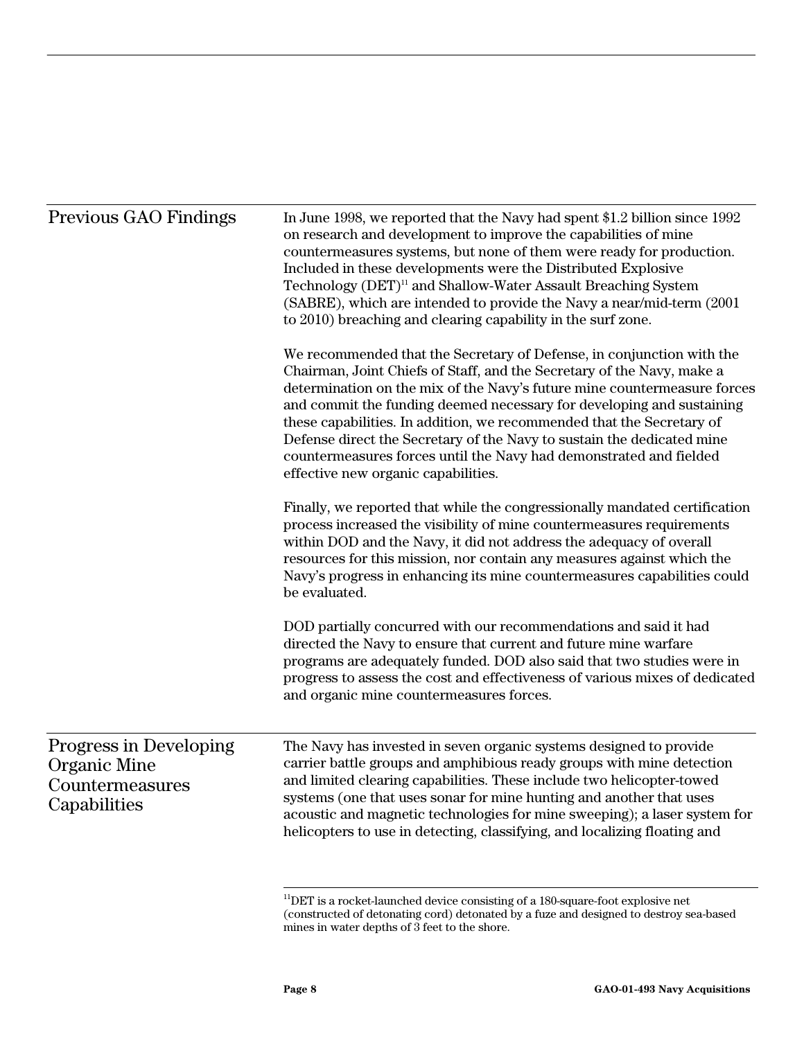## Previous GAO Findings

In June 1998, we reported that the Navy had spent $1.2 billion since 1992 on research and development to improve the capabilities of mine countermeasures systems, but none of them were ready for production. Included in these developments were the Distributed Explosive Technology (DET)[11] and Shallow-Water Assault Breaching System (SABRE), which are intended to provide the Navy a near/mid-term (2001 to 2010) breaching and clearing capability in the surf zone.

We recommended that the Secretary of Defense, in conjunction with the Chairman, Joint Chiefs of Staff, and the Secretary of the Navy, make a determination on the mix of the Navy's future mine countermeasure forces and commit the funding deemed necessary for developing and sustaining these capabilities. In addition, we recommended that the Secretary of Defense direct the Secretary of the Navy to sustain the dedicated mine countermeasures forces until the Navy had demonstrated and fielded effective new organic capabilities.

Finally, we reported that while the congressionally mandated certification process increased the visibility of mine countermeasures requirements within DOD and the Navy, it did not address the adequacy of overall resources for this mission, nor contain any measures against which the Navy's progress in enhancing its mine countermeasures capabilities could be evaluated.

DOD partially concurred with our recommendations and said it had directed the Navy to ensure that current and future mine warfare programs are adequately funded. DOD also said that two studies were in progress to assess the cost and effectiveness of various mixes of dedicated and organic mine countermeasures forces.

## Progress in Developing Organic Mine Countermeasures Capabilities

The Navy has invested in seven organic systems designed to provide carrier battle groups and amphibious ready groups with mine detection and limited clearing capabilities. These include two helicopter-towed systems (one that uses sonar for mine hunting and another that uses acoustic and magnetic technologies for mine sweeping); a laser system for helicopters to use in detecting, classifying, and localizing floating and

[11] DET is a rocket-launched device consisting of a 180-square-foot explosive net (constructed of detonating cord) detonated by a fuze and designed to destroy sea-based mines in water depths of 3 feet to the shore.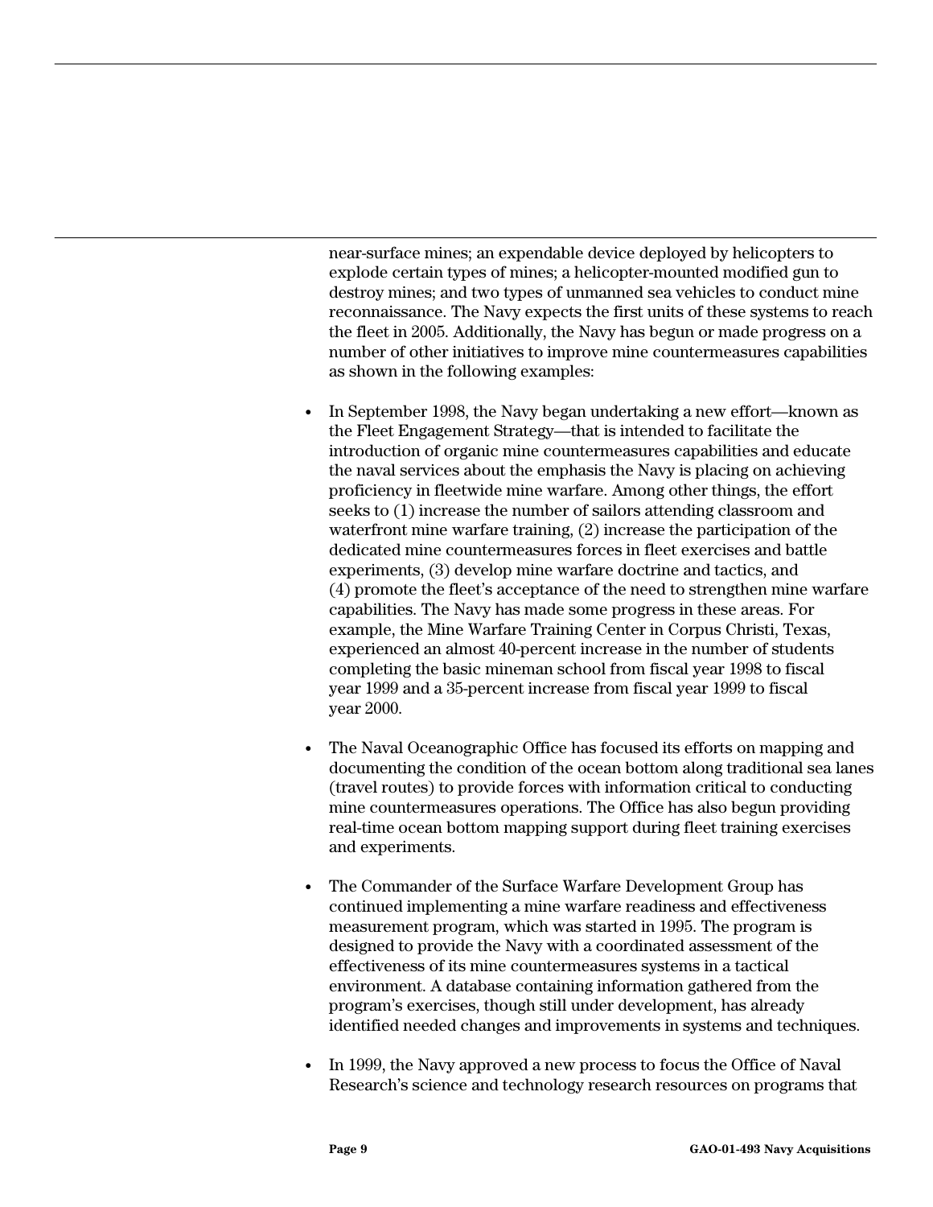near-surface mines; an expendable device deployed by helicopters to explode certain types of mines; a helicopter-mounted modified gun to destroy mines; and two types of unmanned sea vehicles to conduct mine reconnaissance. The Navy expects the first units of these systems to reach the fleet in 2005. Additionally, the Navy has begun or made progress on a number of other initiatives to improve mine countermeasures capabilities as shown in the following examples:

- In September 1998, the Navy began undertaking a new effort—known as the Fleet Engagement Strategy—that is intended to facilitate the introduction of organic mine countermeasures capabilities and educate the naval services about the emphasis the Navy is placing on achieving proficiency in fleetwide mine warfare. Among other things, the effort seeks to (1) increase the number of sailors attending classroom and waterfront mine warfare training, (2) increase the participation of the dedicated mine countermeasures forces in fleet exercises and battle experiments, (3) develop mine warfare doctrine and tactics, and (4) promote the fleet's acceptance of the need to strengthen mine warfare capabilities. The Navy has made some progress in these areas. For example, the Mine Warfare Training Center in Corpus Christi, Texas, experienced an almost 40-percent increase in the number of students completing the basic mineman school from fiscal year 1998 to fiscal year 1999 and a 35-percent increase from fiscal year 1999 to fiscal year 2000.

- The Naval Oceanographic Office has focused its efforts on mapping and documenting the condition of the ocean bottom along traditional sea lanes (travel routes) to provide forces with information critical to conducting mine countermeasures operations. The Office has also begun providing real-time ocean bottom mapping support during fleet training exercises and experiments.

- The Commander of the Surface Warfare Development Group has continued implementing a mine warfare readiness and effectiveness measurement program, which was started in 1995. The program is designed to provide the Navy with a coordinated assessment of the effectiveness of its mine countermeasures systems in a tactical environment. A database containing information gathered from the program's exercises, though still under development, has already identified needed changes and improvements in systems and techniques.

- In 1999, the Navy approved a new process to focus the Office of Naval Research's science and technology research resources on programs that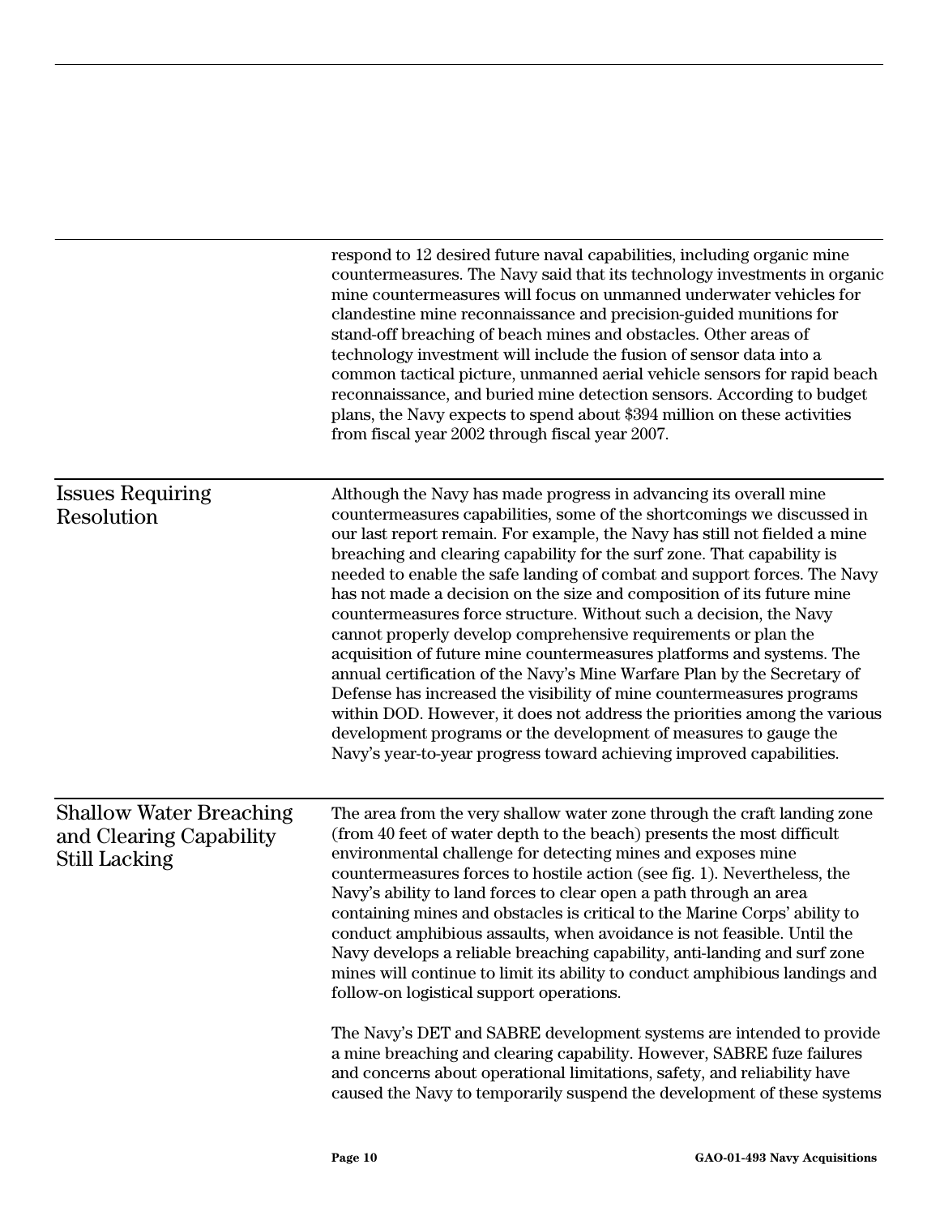respond to 12 desired future naval capabilities, including organic mine countermeasures. The Navy said that its technology investments in organic mine countermeasures will focus on unmanned underwater vehicles for clandestine mine reconnaissance and precision-guided munitions for stand-off breaching of beach mines and obstacles. Other areas of technology investment will include the fusion of sensor data into a common tactical picture, unmanned aerial vehicle sensors for rapid beach reconnaissance, and buried mine detection sensors. According to budget plans, the Navy expects to spend about $394 million on these activities from fiscal year 2002 through fiscal year 2007.

## Issues Requiring Resolution

Although the Navy has made progress in advancing its overall mine countermeasures capabilities, some of the shortcomings we discussed in our last report remain. For example, the Navy has still not fielded a mine breaching and clearing capability for the surf zone. That capability is needed to enable the safe landing of combat and support forces. The Navy has not made a decision on the size and composition of its future mine countermeasures force structure. Without such a decision, the Navy cannot properly develop comprehensive requirements or plan the acquisition of future mine countermeasures platforms and systems. The annual certification of the Navy's Mine Warfare Plan by the Secretary of Defense has increased the visibility of mine countermeasures programs within DOD. However, it does not address the priorities among the various development programs or the development of measures to gauge the Navy's year-to-year progress toward achieving improved capabilities.

## Shallow Water Breaching and Clearing Capability Still Lacking

The area from the very shallow water zone through the craft landing zone (from 40 feet of water depth to the beach) presents the most difficult environmental challenge for detecting mines and exposes mine countermeasures forces to hostile action (see fig. 1). Nevertheless, the Navy's ability to land forces to clear open a path through an area containing mines and obstacles is critical to the Marine Corps' ability to conduct amphibious assaults, when avoidance is not feasible. Until the Navy develops a reliable breaching capability, anti-landing and surf zone mines will continue to limit its ability to conduct amphibious landings and follow-on logistical support operations.

The Navy's DET and SABRE development systems are intended to provide a mine breaching and clearing capability. However, SABRE fuze failures and concerns about operational limitations, safety, and reliability have caused the Navy to temporarily suspend the development of these systems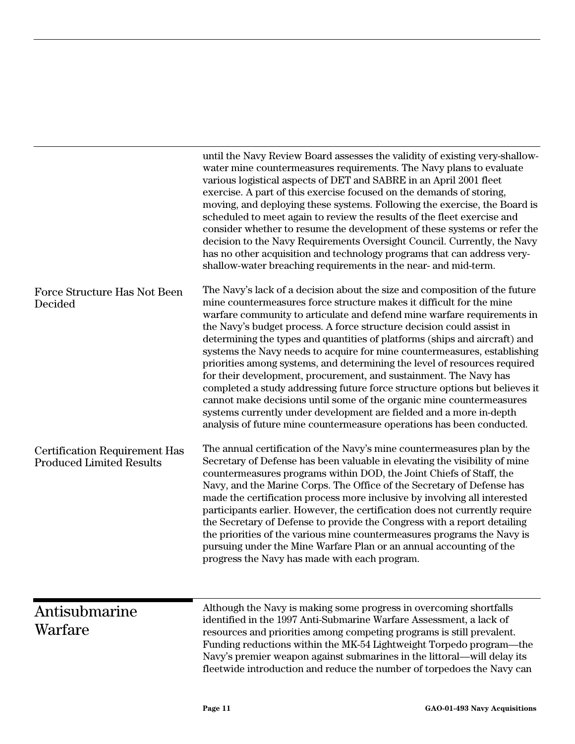until the Navy Review Board assesses the validity of existing very-shallow-water mine countermeasures requirements. The Navy plans to evaluate various logistical aspects of DET and SABRE in an April 2001 fleet exercise. A part of this exercise focused on the demands of storing, moving, and deploying these systems. Following the exercise, the Board is scheduled to meet again to review the results of the fleet exercise and consider whether to resume the development of these systems or refer the decision to the Navy Requirements Oversight Council. Currently, the Navy has no other acquisition and technology programs that can address very-shallow-water breaching requirements in the near- and mid-term.

### Force Structure Has Not Been Decided

The Navy's lack of a decision about the size and composition of the future mine countermeasures force structure makes it difficult for the mine warfare community to articulate and defend mine warfare requirements in the Navy's budget process. A force structure decision could assist in determining the types and quantities of platforms (ships and aircraft) and systems the Navy needs to acquire for mine countermeasures, establishing priorities among systems, and determining the level of resources required for their development, procurement, and sustainment. The Navy has completed a study addressing future force structure options but believes it cannot make decisions until some of the organic mine countermeasures systems currently under development are fielded and a more in-depth analysis of future mine countermeasure operations has been conducted.

### Certification Requirement Has Produced Limited Results

The annual certification of the Navy's mine countermeasures plan by the Secretary of Defense has been valuable in elevating the visibility of mine countermeasures programs within DOD, the Joint Chiefs of Staff, the Navy, and the Marine Corps. The Office of the Secretary of Defense has made the certification process more inclusive by involving all interested participants earlier. However, the certification does not currently require the Secretary of Defense to provide the Congress with a report detailing the priorities of the various mine countermeasures programs the Navy is pursuing under the Mine Warfare Plan or an annual accounting of the progress the Navy has made with each program.

## Antisubmarine Warfare

Although the Navy is making some progress in overcoming shortfalls identified in the 1997 Anti-Submarine Warfare Assessment, a lack of resources and priorities among competing programs is still prevalent. Funding reductions within the MK-54 Lightweight Torpedo program—the Navy's premier weapon against submarines in the littoral—will delay its fleetwide introduction and reduce the number of torpedoes the Navy can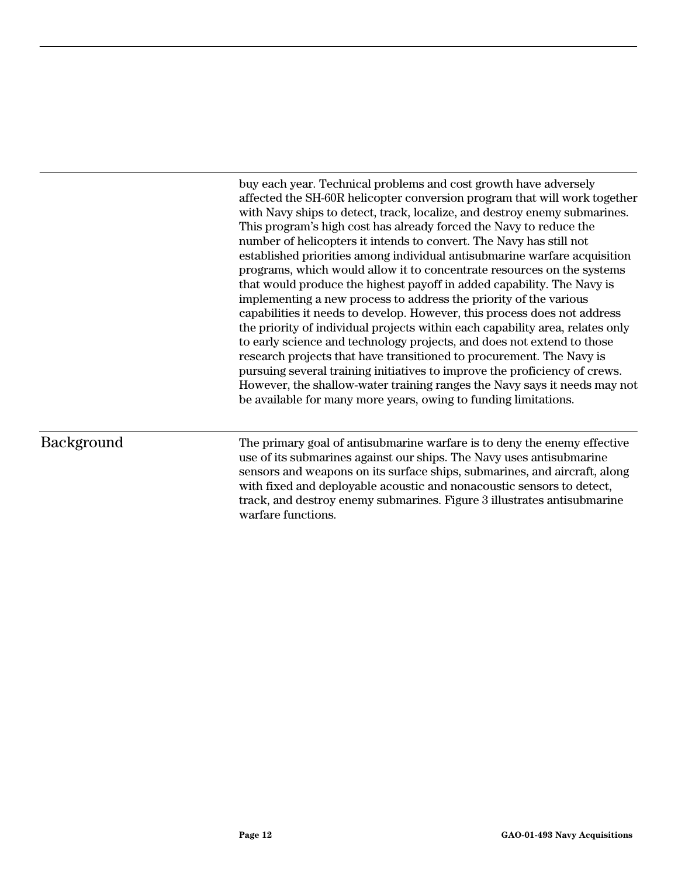buy each year. Technical problems and cost growth have adversely affected the SH-60R helicopter conversion program that will work together with Navy ships to detect, track, localize, and destroy enemy submarines. This program's high cost has already forced the Navy to reduce the number of helicopters it intends to convert. The Navy has still not established priorities among individual antisubmarine warfare acquisition programs, which would allow it to concentrate resources on the systems that would produce the highest payoff in added capability. The Navy is implementing a new process to address the priority of the various capabilities it needs to develop. However, this process does not address the priority of individual projects within each capability area, relates only to early science and technology projects, and does not extend to those research projects that have transitioned to procurement. The Navy is pursuing several training initiatives to improve the proficiency of crews. However, the shallow-water training ranges the Navy says it needs may not be available for many more years, owing to funding limitations.

## Background

The primary goal of antisubmarine warfare is to deny the enemy effective use of its submarines against our ships. The Navy uses antisubmarine sensors and weapons on its surface ships, submarines, and aircraft, along with fixed and deployable acoustic and nonacoustic sensors to detect, track, and destroy enemy submarines. Figure 3 illustrates antisubmarine warfare functions.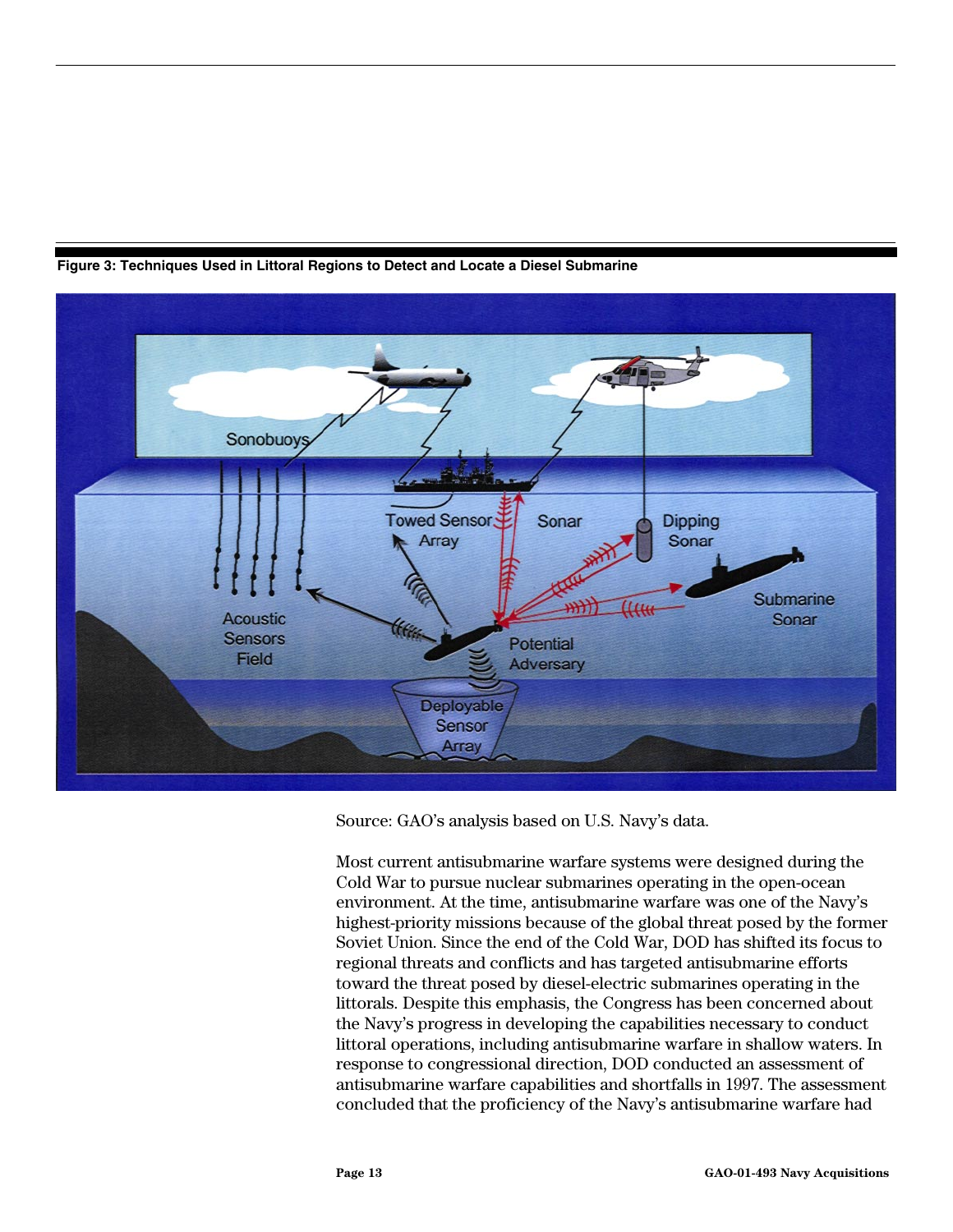**Figure 3: Techniques Used in Littoral Regions to Detect and Locate a Diesel Submarine**

Source: GAO's analysis based on U.S. Navy's data.

Most current antisubmarine warfare systems were designed during the Cold War to pursue nuclear submarines operating in the open-ocean environment. At the time, antisubmarine warfare was one of the Navy's highest-priority missions because of the global threat posed by the former Soviet Union. Since the end of the Cold War, DOD has shifted its focus to regional threats and conflicts and has targeted antisubmarine efforts toward the threat posed by diesel-electric submarines operating in the littorals. Despite this emphasis, the Congress has been concerned about the Navy's progress in developing the capabilities necessary to conduct littoral operations, including antisubmarine warfare in shallow waters. In response to congressional direction, DOD conducted an assessment of antisubmarine warfare capabilities and shortfalls in 1997. The assessment concluded that the proficiency of the Navy's antisubmarine warfare had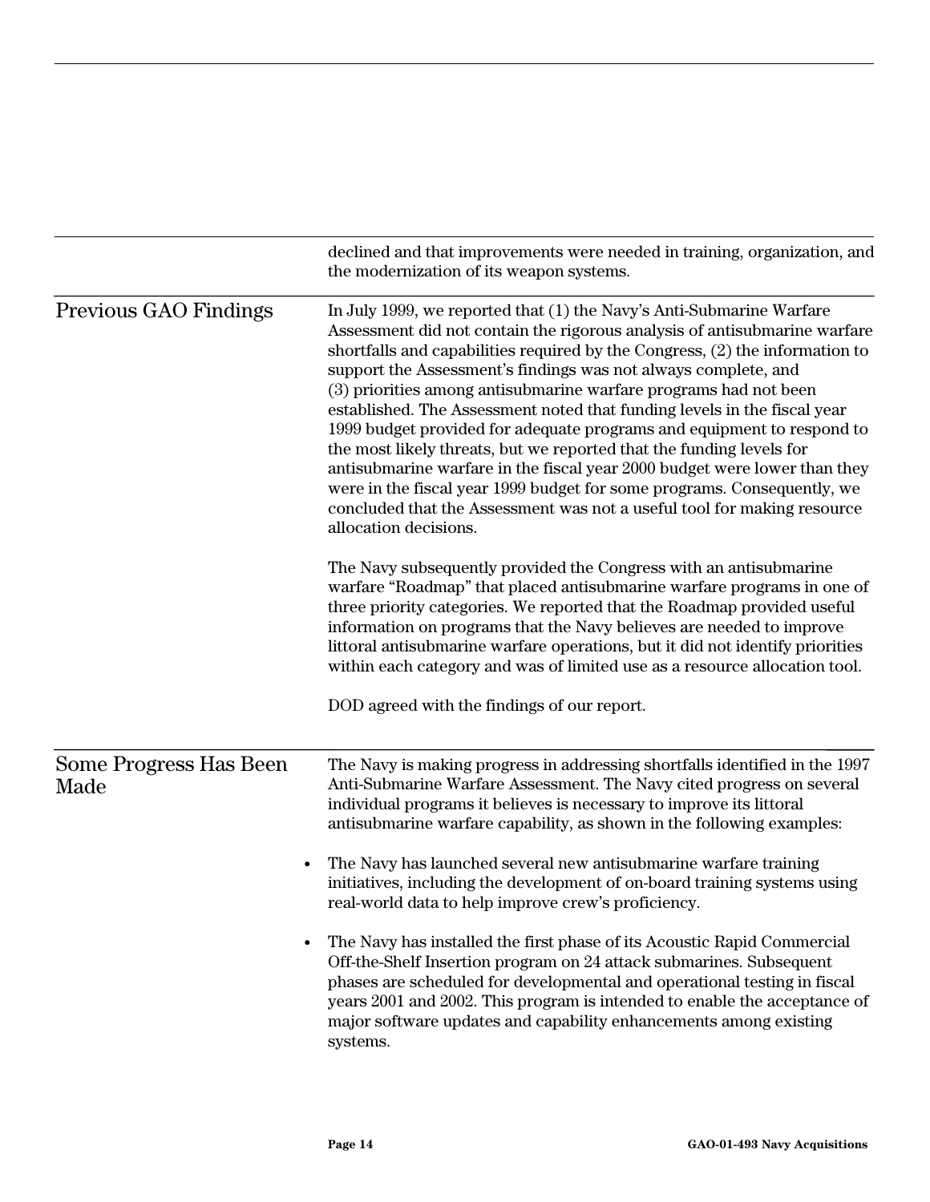declined and that improvements were needed in training, organization, and the modernization of its weapon systems.

## Previous GAO Findings

In July 1999, we reported that (1) the Navy's Anti-Submarine Warfare Assessment did not contain the rigorous analysis of antisubmarine warfare shortfalls and capabilities required by the Congress, (2) the information to support the Assessment's findings was not always complete, and (3) priorities among antisubmarine warfare programs had not been established. The Assessment noted that funding levels in the fiscal year 1999 budget provided for adequate programs and equipment to respond to the most likely threats, but we reported that the funding levels for antisubmarine warfare in the fiscal year 2000 budget were lower than they were in the fiscal year 1999 budget for some programs. Consequently, we concluded that the Assessment was not a useful tool for making resource allocation decisions.

The Navy subsequently provided the Congress with an antisubmarine warfare "Roadmap" that placed antisubmarine warfare programs in one of three priority categories. We reported that the Roadmap provided useful information on programs that the Navy believes are needed to improve littoral antisubmarine warfare operations, but it did not identify priorities within each category and was of limited use as a resource allocation tool.

DOD agreed with the findings of our report.

## Some Progress Has Been Made

The Navy is making progress in addressing shortfalls identified in the 1997 Anti-Submarine Warfare Assessment. The Navy cited progress on several individual programs it believes is necessary to improve its littoral antisubmarine warfare capability, as shown in the following examples:

- The Navy has launched several new antisubmarine warfare training initiatives, including the development of on-board training systems using real-world data to help improve crew's proficiency.
- The Navy has installed the first phase of its Acoustic Rapid Commercial Off-the-Shelf Insertion program on 24 attack submarines. Subsequent phases are scheduled for developmental and operational testing in fiscal years 2001 and 2002. This program is intended to enable the acceptance of major software updates and capability enhancements among existing systems.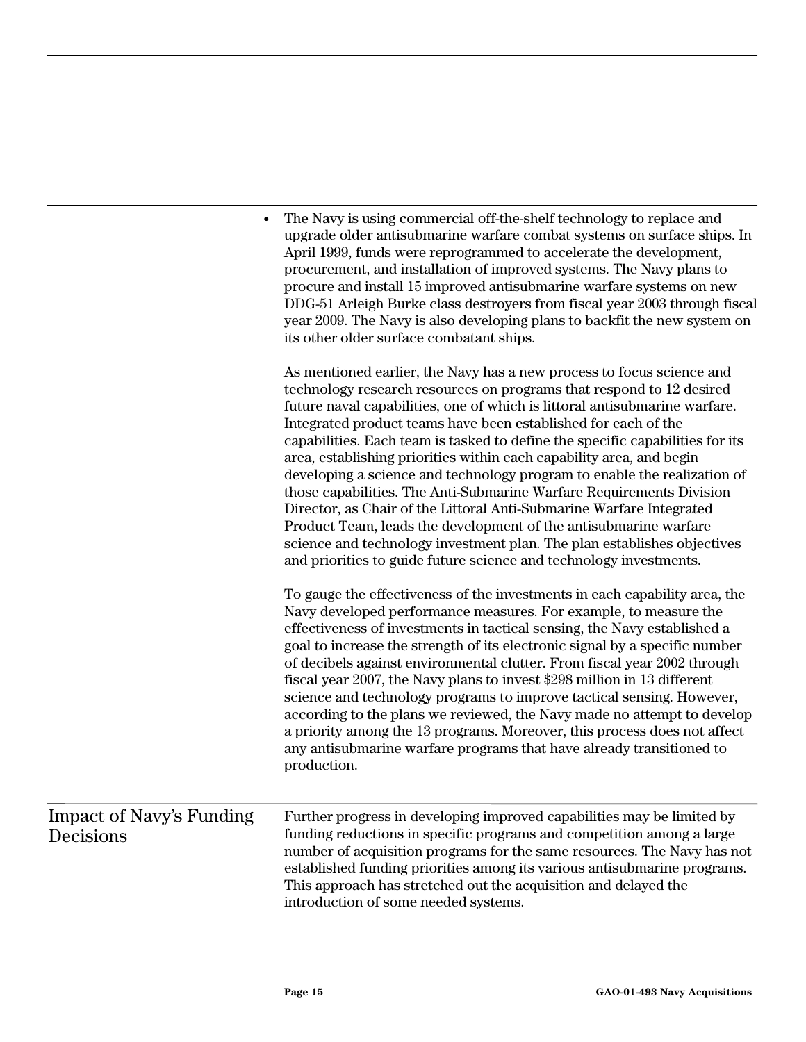- The Navy is using commercial off-the-shelf technology to replace and upgrade older antisubmarine warfare combat systems on surface ships. In April 1999, funds were reprogrammed to accelerate the development, procurement, and installation of improved systems. The Navy plans to procure and install 15 improved antisubmarine warfare systems on new DDG-51 Arleigh Burke class destroyers from fiscal year 2003 through fiscal year 2009. The Navy is also developing plans to backfit the new system on its other older surface combatant ships.

As mentioned earlier, the Navy has a new process to focus science and technology research resources on programs that respond to 12 desired future naval capabilities, one of which is littoral antisubmarine warfare. Integrated product teams have been established for each of the capabilities. Each team is tasked to define the specific capabilities for its area, establishing priorities within each capability area, and begin developing a science and technology program to enable the realization of those capabilities. The Anti-Submarine Warfare Requirements Division Director, as Chair of the Littoral Anti-Submarine Warfare Integrated Product Team, leads the development of the antisubmarine warfare science and technology investment plan. The plan establishes objectives and priorities to guide future science and technology investments.

To gauge the effectiveness of the investments in each capability area, the Navy developed performance measures. For example, to measure the effectiveness of investments in tactical sensing, the Navy established a goal to increase the strength of its electronic signal by a specific number of decibels against environmental clutter. From fiscal year 2002 through fiscal year 2007, the Navy plans to invest $298 million in 13 different science and technology programs to improve tactical sensing. However, according to the plans we reviewed, the Navy made no attempt to develop a priority among the 13 programs. Moreover, this process does not affect any antisubmarine warfare programs that have already transitioned to production.

## Impact of Navy's Funding Decisions

Further progress in developing improved capabilities may be limited by funding reductions in specific programs and competition among a large number of acquisition programs for the same resources. The Navy has not established funding priorities among its various antisubmarine programs. This approach has stretched out the acquisition and delayed the introduction of some needed systems.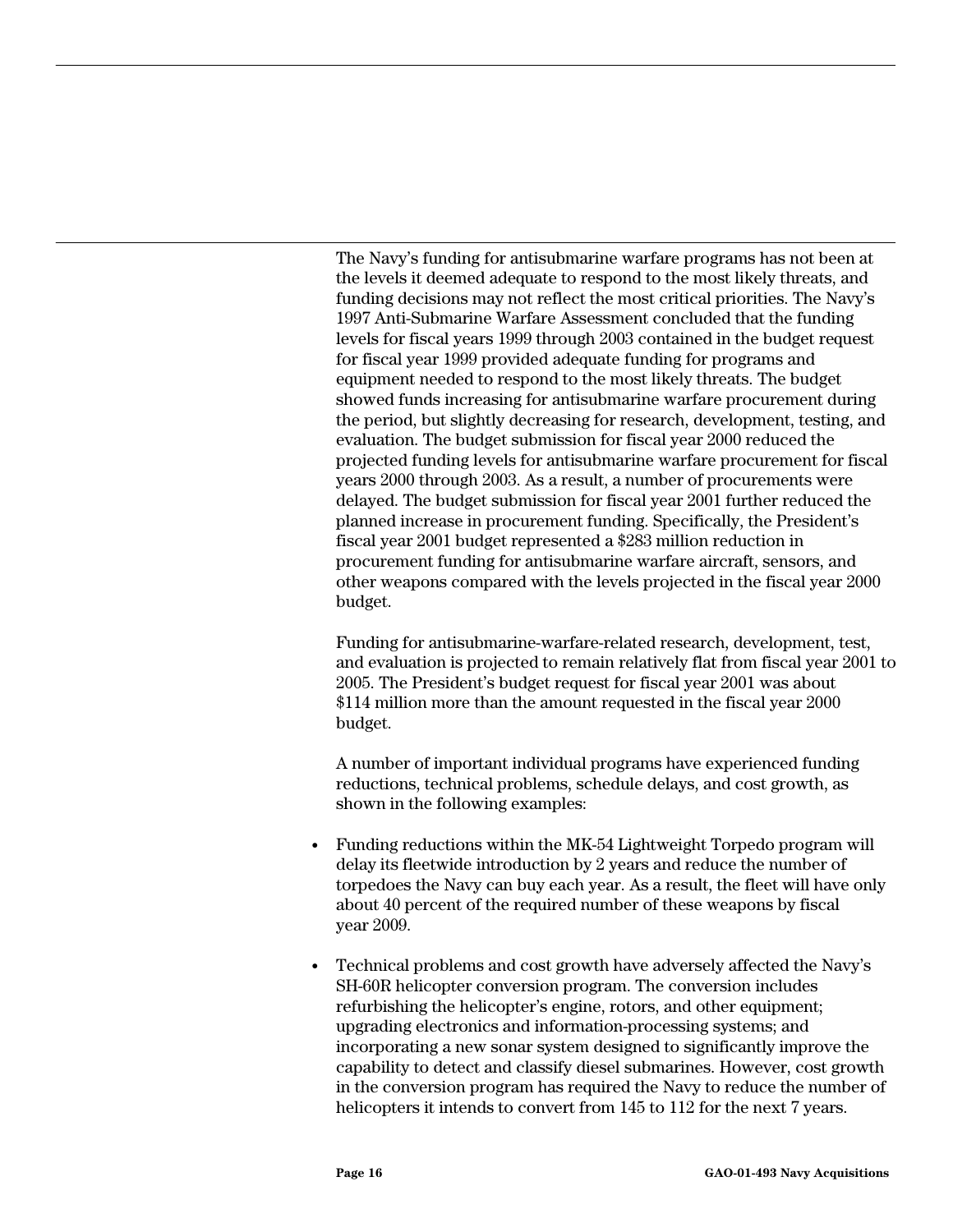The Navy's funding for antisubmarine warfare programs has not been at the levels it deemed adequate to respond to the most likely threats, and funding decisions may not reflect the most critical priorities. The Navy's 1997 Anti-Submarine Warfare Assessment concluded that the funding levels for fiscal years 1999 through 2003 contained in the budget request for fiscal year 1999 provided adequate funding for programs and equipment needed to respond to the most likely threats. The budget showed funds increasing for antisubmarine warfare procurement during the period, but slightly decreasing for research, development, testing, and evaluation. The budget submission for fiscal year 2000 reduced the projected funding levels for antisubmarine warfare procurement for fiscal years 2000 through 2003. As a result, a number of procurements were delayed. The budget submission for fiscal year 2001 further reduced the planned increase in procurement funding. Specifically, the President's fiscal year 2001 budget represented a $283 million reduction in procurement funding for antisubmarine warfare aircraft, sensors, and other weapons compared with the levels projected in the fiscal year 2000 budget.

Funding for antisubmarine-warfare-related research, development, test, and evaluation is projected to remain relatively flat from fiscal year 2001 to 2005. The President's budget request for fiscal year 2001 was about $114 million more than the amount requested in the fiscal year 2000 budget.

A number of important individual programs have experienced funding reductions, technical problems, schedule delays, and cost growth, as shown in the following examples:

- Funding reductions within the MK-54 Lightweight Torpedo program will delay its fleetwide introduction by 2 years and reduce the number of torpedoes the Navy can buy each year. As a result, the fleet will have only about 40 percent of the required number of these weapons by fiscal year 2009.
- Technical problems and cost growth have adversely affected the Navy's SH-60R helicopter conversion program. The conversion includes refurbishing the helicopter's engine, rotors, and other equipment; upgrading electronics and information-processing systems; and incorporating a new sonar system designed to significantly improve the capability to detect and classify diesel submarines. However, cost growth in the conversion program has required the Navy to reduce the number of helicopters it intends to convert from 145 to 112 for the next 7 years.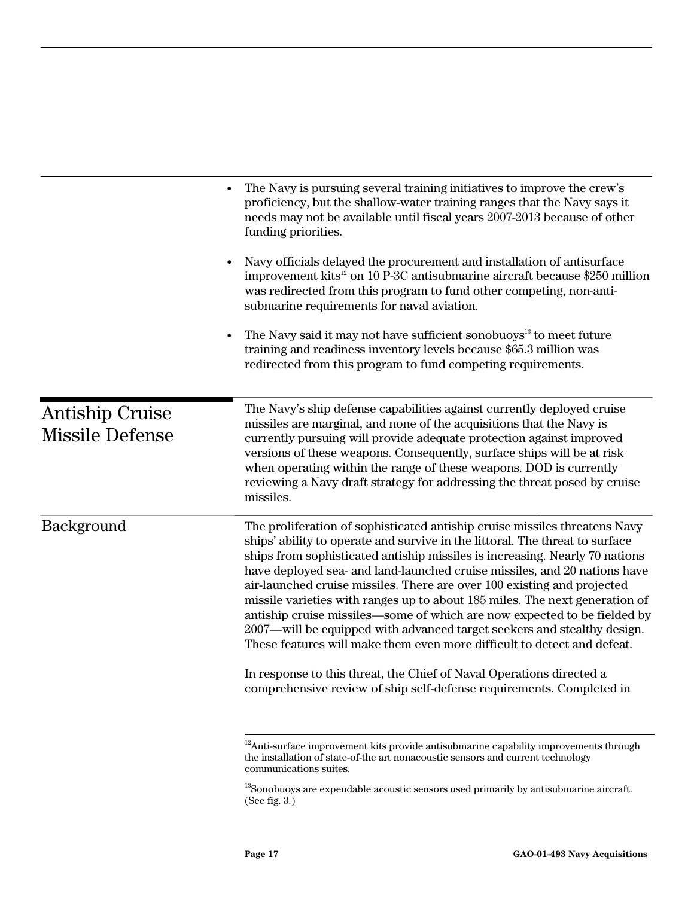- The Navy is pursuing several training initiatives to improve the crew's proficiency, but the shallow-water training ranges that the Navy says it needs may not be available until fiscal years 2007-2013 because of other funding priorities.

- Navy officials delayed the procurement and installation of antisurface improvement kits[12] on 10 P-3C antisubmarine aircraft because $250 million was redirected from this program to fund other competing, non-anti-submarine requirements for naval aviation.

- The Navy said it may not have sufficient sonobuoys[13] to meet future training and readiness inventory levels because $65.3 million was redirected from this program to fund competing requirements.

## Antiship Cruise Missile Defense

The Navy's ship defense capabilities against currently deployed cruise missiles are marginal, and none of the acquisitions that the Navy is currently pursuing will provide adequate protection against improved versions of these weapons. Consequently, surface ships will be at risk when operating within the range of these weapons. DOD is currently reviewing a Navy draft strategy for addressing the threat posed by cruise missiles.

### Background

The proliferation of sophisticated antiship cruise missiles threatens Navy ships' ability to operate and survive in the littoral. The threat to surface ships from sophisticated antiship missiles is increasing. Nearly 70 nations have deployed sea- and land-launched cruise missiles, and 20 nations have air-launched cruise missiles. There are over 100 existing and projected missile varieties with ranges up to about 185 miles. The next generation of antiship cruise missiles—some of which are now expected to be fielded by 2007—will be equipped with advanced target seekers and stealthy design. These features will make them even more difficult to detect and defeat.

In response to this threat, the Chief of Naval Operations directed a comprehensive review of ship self-defense requirements. Completed in

---

[12] Anti-surface improvement kits provide antisubmarine capability improvements through the installation of state-of-the art nonacoustic sensors and current technology communications suites.

[13] Sonobuoys are expendable acoustic sensors used primarily by antisubmarine aircraft. (See fig. 3.)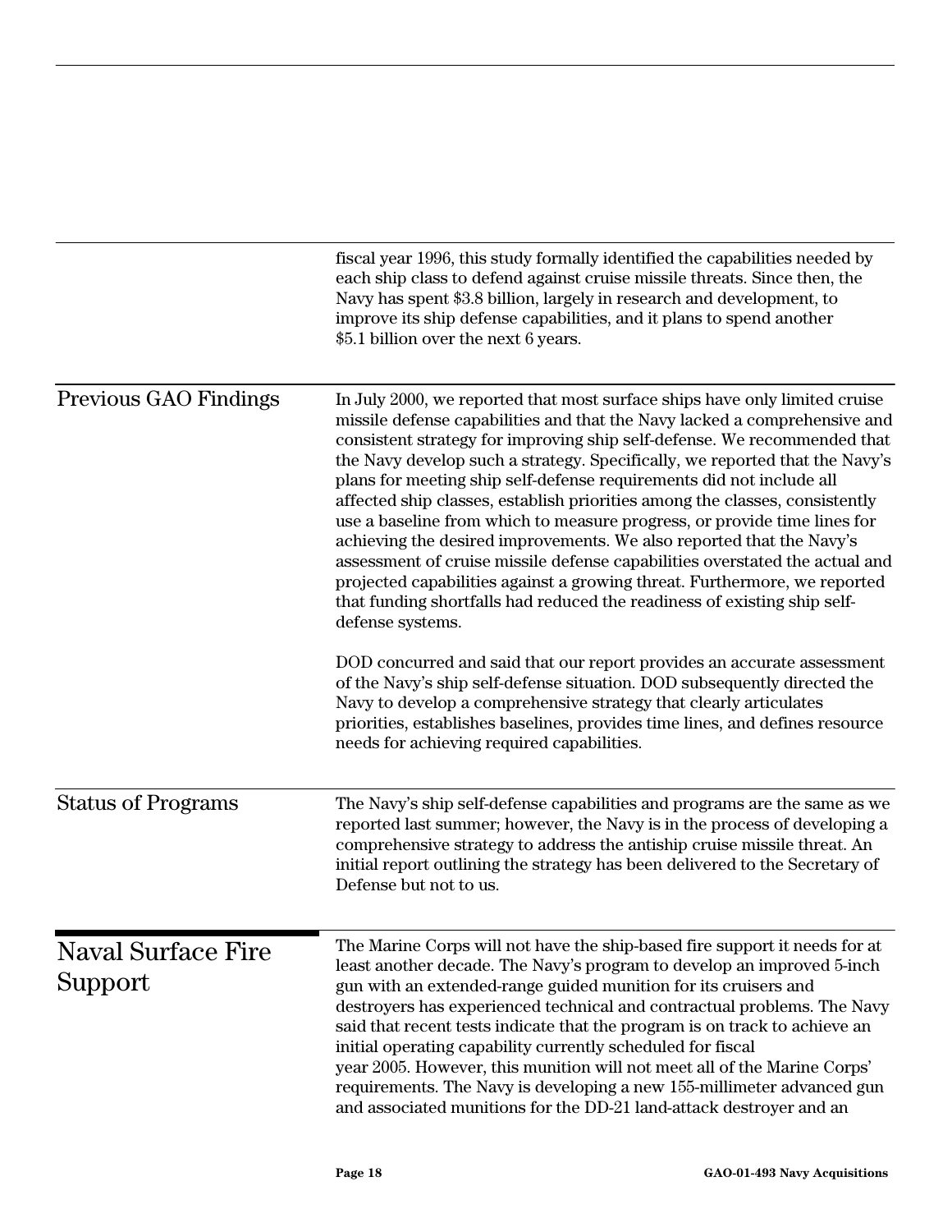fiscal year 1996, this study formally identified the capabilities needed by each ship class to defend against cruise missile threats. Since then, the Navy has spent $3.8 billion, largely in research and development, to improve its ship defense capabilities, and it plans to spend another $5.1 billion over the next 6 years.

### Previous GAO Findings

In July 2000, we reported that most surface ships have only limited cruise missile defense capabilities and that the Navy lacked a comprehensive and consistent strategy for improving ship self-defense. We recommended that the Navy develop such a strategy. Specifically, we reported that the Navy's plans for meeting ship self-defense requirements did not include all affected ship classes, establish priorities among the classes, consistently use a baseline from which to measure progress, or provide time lines for achieving the desired improvements. We also reported that the Navy's assessment of cruise missile defense capabilities overstated the actual and projected capabilities against a growing threat. Furthermore, we reported that funding shortfalls had reduced the readiness of existing ship self-defense systems.

DOD concurred and said that our report provides an accurate assessment of the Navy's ship self-defense situation. DOD subsequently directed the Navy to develop a comprehensive strategy that clearly articulates priorities, establishes baselines, provides time lines, and defines resource needs for achieving required capabilities.

### Status of Programs

The Navy's ship self-defense capabilities and programs are the same as we reported last summer; however, the Navy is in the process of developing a comprehensive strategy to address the antiship cruise missile threat. An initial report outlining the strategy has been delivered to the Secretary of Defense but not to us.

## Naval Surface Fire Support

The Marine Corps will not have the ship-based fire support it needs for at least another decade. The Navy's program to develop an improved 5-inch gun with an extended-range guided munition for its cruisers and destroyers has experienced technical and contractual problems. The Navy said that recent tests indicate that the program is on track to achieve an initial operating capability currently scheduled for fiscal year 2005. However, this munition will not meet all of the Marine Corps' requirements. The Navy is developing a new 155-millimeter advanced gun and associated munitions for the DD-21 land-attack destroyer and an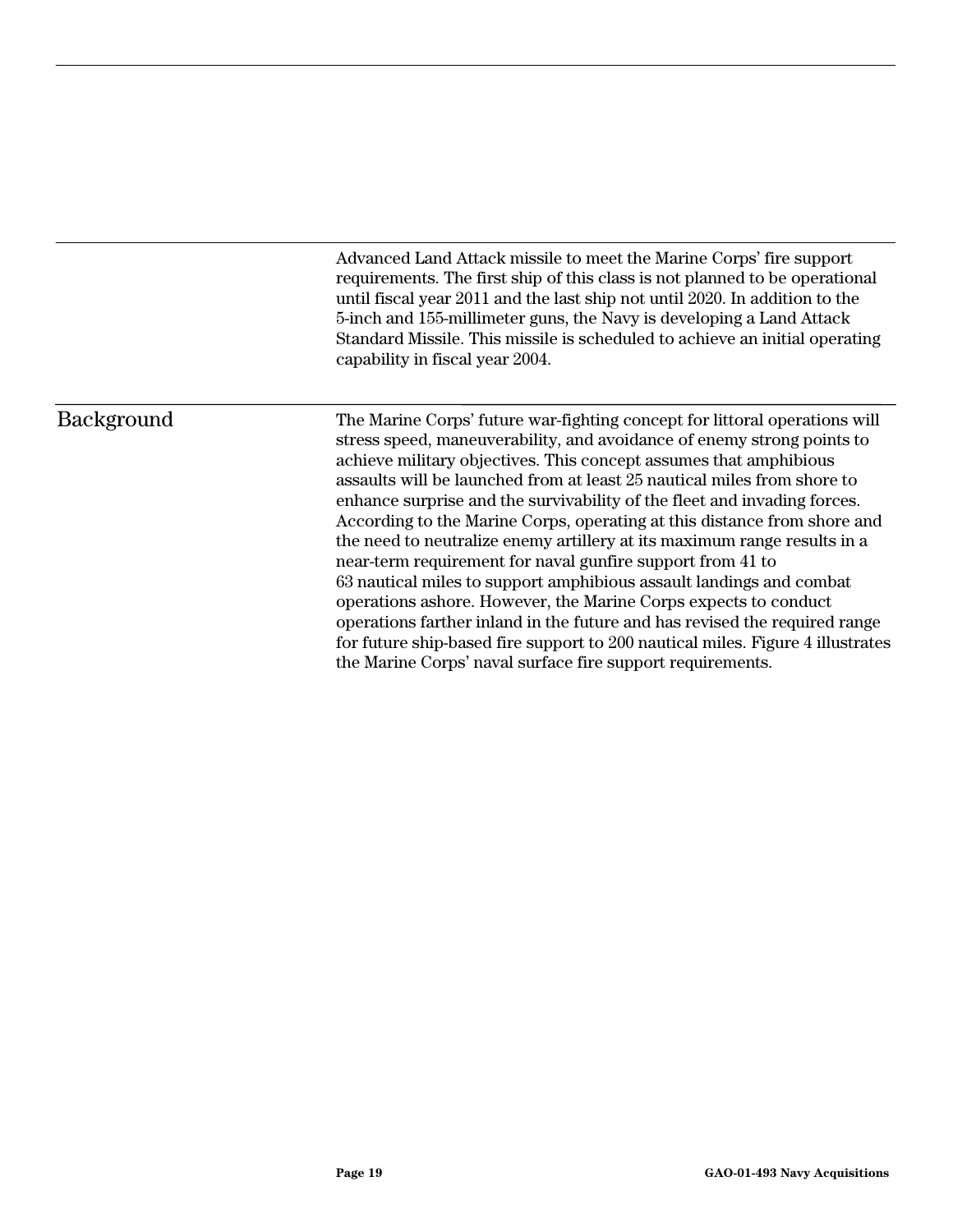Advanced Land Attack missile to meet the Marine Corps' fire support requirements. The first ship of this class is not planned to be operational until fiscal year 2011 and the last ship not until 2020. In addition to the 5-inch and 155-millimeter guns, the Navy is developing a Land Attack Standard Missile. This missile is scheduled to achieve an initial operating capability in fiscal year 2004.

## Background

The Marine Corps' future war-fighting concept for littoral operations will stress speed, maneuverability, and avoidance of enemy strong points to achieve military objectives. This concept assumes that amphibious assaults will be launched from at least 25 nautical miles from shore to enhance surprise and the survivability of the fleet and invading forces. According to the Marine Corps, operating at this distance from shore and the need to neutralize enemy artillery at its maximum range results in a near-term requirement for naval gunfire support from 41 to 63 nautical miles to support amphibious assault landings and combat operations ashore. However, the Marine Corps expects to conduct operations farther inland in the future and has revised the required range for future ship-based fire support to 200 nautical miles. Figure 4 illustrates the Marine Corps' naval surface fire support requirements.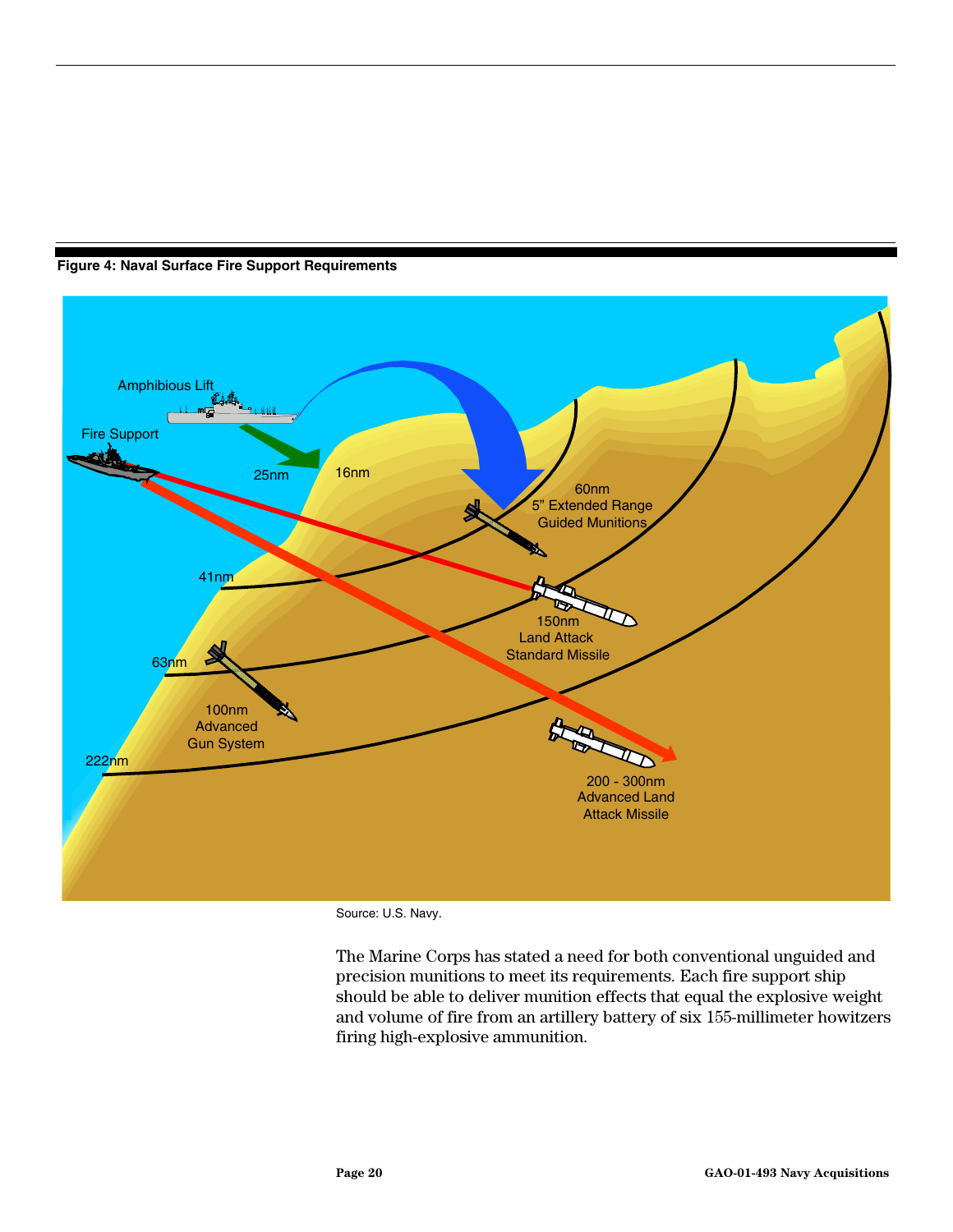**Figure 4: Naval Surface Fire Support Requirements**

Amphibious Lift

Fire Support

25nm

16nm

60nm
5" Extended Range
Guided Munitions

41nm

150nm
Land Attack
Standard Missile

63nm

100nm
Advanced
Gun System

222nm

200 - 300nm
Advanced Land
Attack Missile

Source: U.S. Navy.

The Marine Corps has stated a need for both conventional unguided and precision munitions to meet its requirements. Each fire support ship should be able to deliver munition effects that equal the explosive weight and volume of fire from an artillery battery of six 155-millimeter howitzers firing high-explosive ammunition.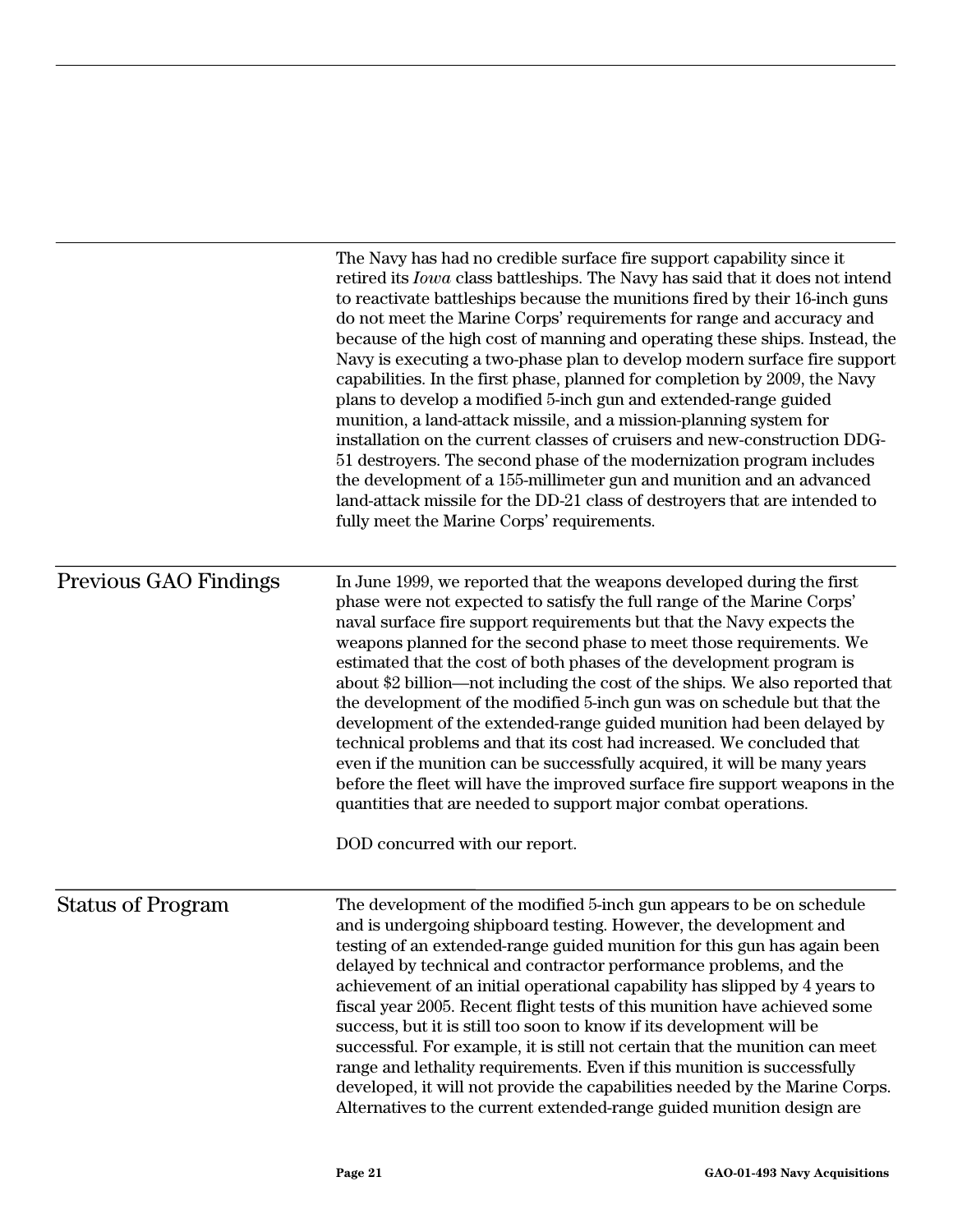The Navy has had no credible surface fire support capability since it retired its *Iowa* class battleships. The Navy has said that it does not intend to reactivate battleships because the munitions fired by their 16-inch guns do not meet the Marine Corps' requirements for range and accuracy and because of the high cost of manning and operating these ships. Instead, the Navy is executing a two-phase plan to develop modern surface fire support capabilities. In the first phase, planned for completion by 2009, the Navy plans to develop a modified 5-inch gun and extended-range guided munition, a land-attack missile, and a mission-planning system for installation on the current classes of cruisers and new-construction DDG-51 destroyers. The second phase of the modernization program includes the development of a 155-millimeter gun and munition and an advanced land-attack missile for the DD-21 class of destroyers that are intended to fully meet the Marine Corps' requirements.

## Previous GAO Findings

In June 1999, we reported that the weapons developed during the first phase were not expected to satisfy the full range of the Marine Corps' naval surface fire support requirements but that the Navy expects the weapons planned for the second phase to meet those requirements. We estimated that the cost of both phases of the development program is about $2 billion—not including the cost of the ships. We also reported that the development of the modified 5-inch gun was on schedule but that the development of the extended-range guided munition had been delayed by technical problems and that its cost had increased. We concluded that even if the munition can be successfully acquired, it will be many years before the fleet will have the improved surface fire support weapons in the quantities that are needed to support major combat operations.

DOD concurred with our report.

## Status of Program

The development of the modified 5-inch gun appears to be on schedule and is undergoing shipboard testing. However, the development and testing of an extended-range guided munition for this gun has again been delayed by technical and contractor performance problems, and the achievement of an initial operational capability has slipped by 4 years to fiscal year 2005. Recent flight tests of this munition have achieved some success, but it is still too soon to know if its development will be successful. For example, it is still not certain that the munition can meet range and lethality requirements. Even if this munition is successfully developed, it will not provide the capabilities needed by the Marine Corps. Alternatives to the current extended-range guided munition design are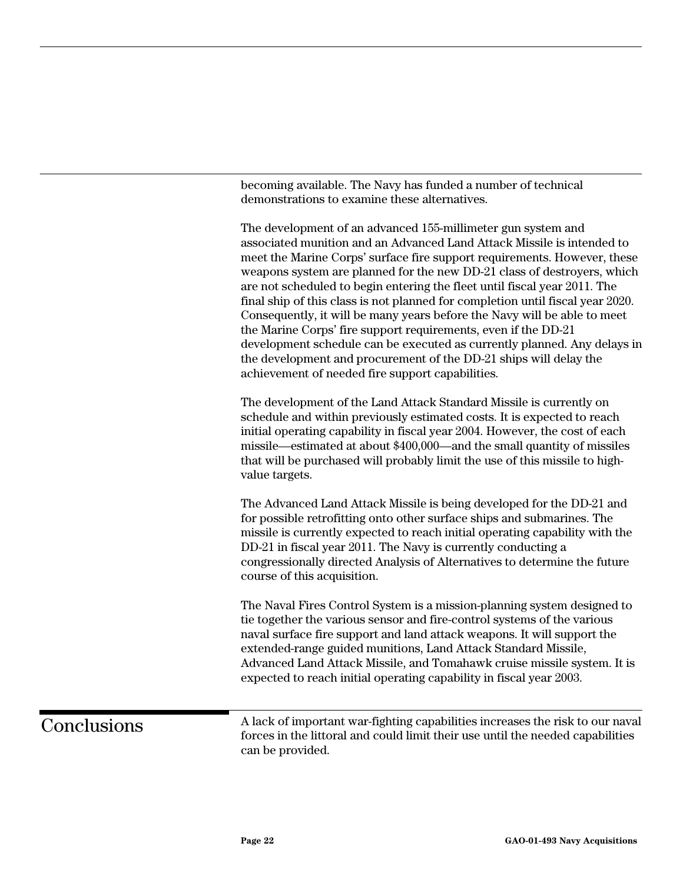becoming available. The Navy has funded a number of technical demonstrations to examine these alternatives.

The development of an advanced 155-millimeter gun system and associated munition and an Advanced Land Attack Missile is intended to meet the Marine Corps' surface fire support requirements. However, these weapons system are planned for the new DD-21 class of destroyers, which are not scheduled to begin entering the fleet until fiscal year 2011. The final ship of this class is not planned for completion until fiscal year 2020. Consequently, it will be many years before the Navy will be able to meet the Marine Corps' fire support requirements, even if the DD-21 development schedule can be executed as currently planned. Any delays in the development and procurement of the DD-21 ships will delay the achievement of needed fire support capabilities.

The development of the Land Attack Standard Missile is currently on schedule and within previously estimated costs. It is expected to reach initial operating capability in fiscal year 2004. However, the cost of each missile—estimated at about $400,000—and the small quantity of missiles that will be purchased will probably limit the use of this missile to high-value targets.

The Advanced Land Attack Missile is being developed for the DD-21 and for possible retrofitting onto other surface ships and submarines. The missile is currently expected to reach initial operating capability with the DD-21 in fiscal year 2011. The Navy is currently conducting a congressionally directed Analysis of Alternatives to determine the future course of this acquisition.

The Naval Fires Control System is a mission-planning system designed to tie together the various sensor and fire-control systems of the various naval surface fire support and land attack weapons. It will support the extended-range guided munitions, Land Attack Standard Missile, Advanced Land Attack Missile, and Tomahawk cruise missile system. It is expected to reach initial operating capability in fiscal year 2003.

## Conclusions

A lack of important war-fighting capabilities increases the risk to our naval forces in the littoral and could limit their use until the needed capabilities can be provided.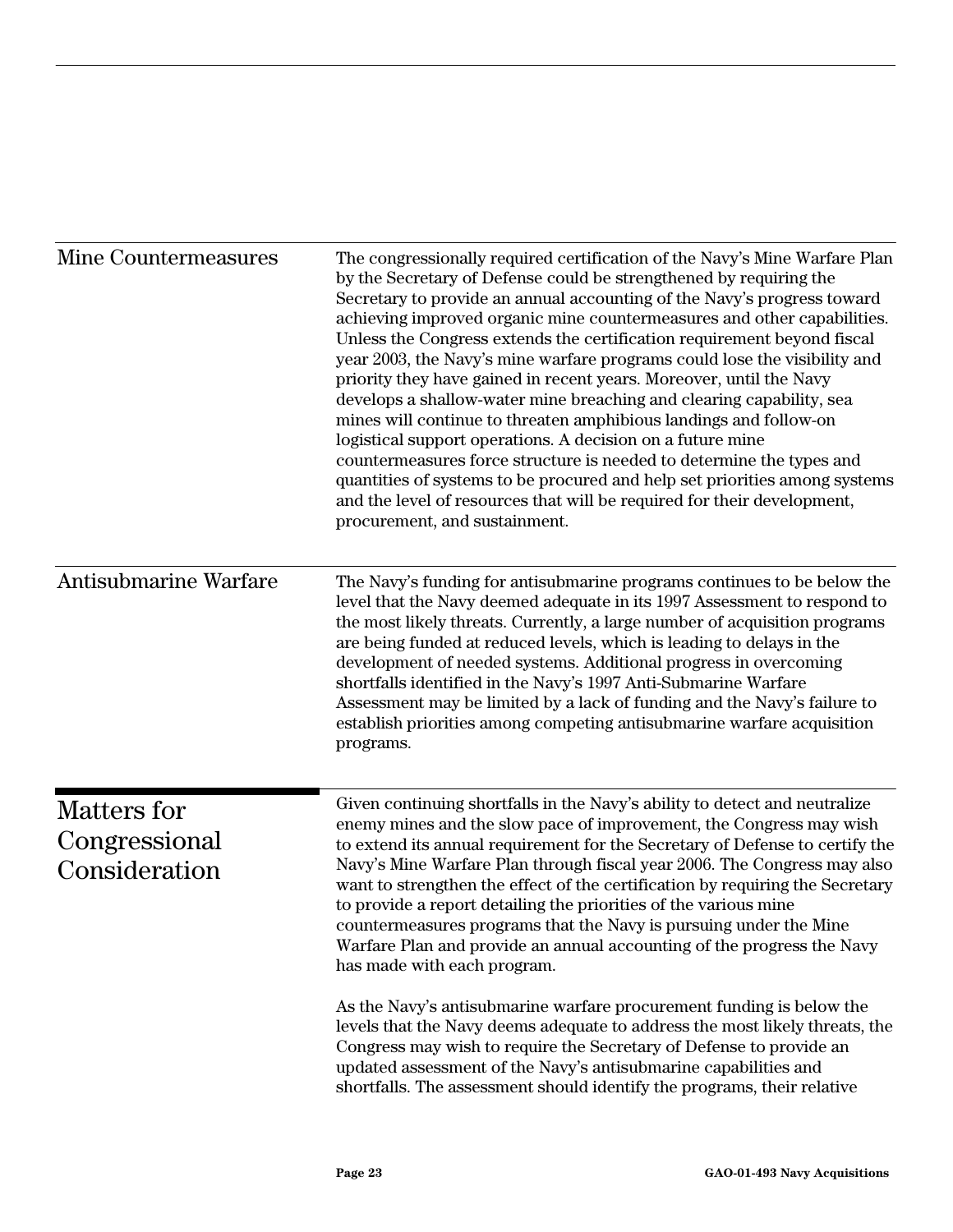### Mine Countermeasures

The congressionally required certification of the Navy's Mine Warfare Plan by the Secretary of Defense could be strengthened by requiring the Secretary to provide an annual accounting of the Navy's progress toward achieving improved organic mine countermeasures and other capabilities. Unless the Congress extends the certification requirement beyond fiscal year 2003, the Navy's mine warfare programs could lose the visibility and priority they have gained in recent years. Moreover, until the Navy develops a shallow-water mine breaching and clearing capability, sea mines will continue to threaten amphibious landings and follow-on logistical support operations. A decision on a future mine countermeasures force structure is needed to determine the types and quantities of systems to be procured and help set priorities among systems and the level of resources that will be required for their development, procurement, and sustainment.

### Antisubmarine Warfare

The Navy's funding for antisubmarine programs continues to be below the level that the Navy deemed adequate in its 1997 Assessment to respond to the most likely threats. Currently, a large number of acquisition programs are being funded at reduced levels, which is leading to delays in the development of needed systems. Additional progress in overcoming shortfalls identified in the Navy's 1997 Anti-Submarine Warfare Assessment may be limited by a lack of funding and the Navy's failure to establish priorities among competing antisubmarine warfare acquisition programs.

## Matters for Congressional Consideration

Given continuing shortfalls in the Navy's ability to detect and neutralize enemy mines and the slow pace of improvement, the Congress may wish to extend its annual requirement for the Secretary of Defense to certify the Navy's Mine Warfare Plan through fiscal year 2006. The Congress may also want to strengthen the effect of the certification by requiring the Secretary to provide a report detailing the priorities of the various mine countermeasures programs that the Navy is pursuing under the Mine Warfare Plan and provide an annual accounting of the progress the Navy has made with each program.

As the Navy's antisubmarine warfare procurement funding is below the levels that the Navy deems adequate to address the most likely threats, the Congress may wish to require the Secretary of Defense to provide an updated assessment of the Navy's antisubmarine capabilities and shortfalls. The assessment should identify the programs, their relative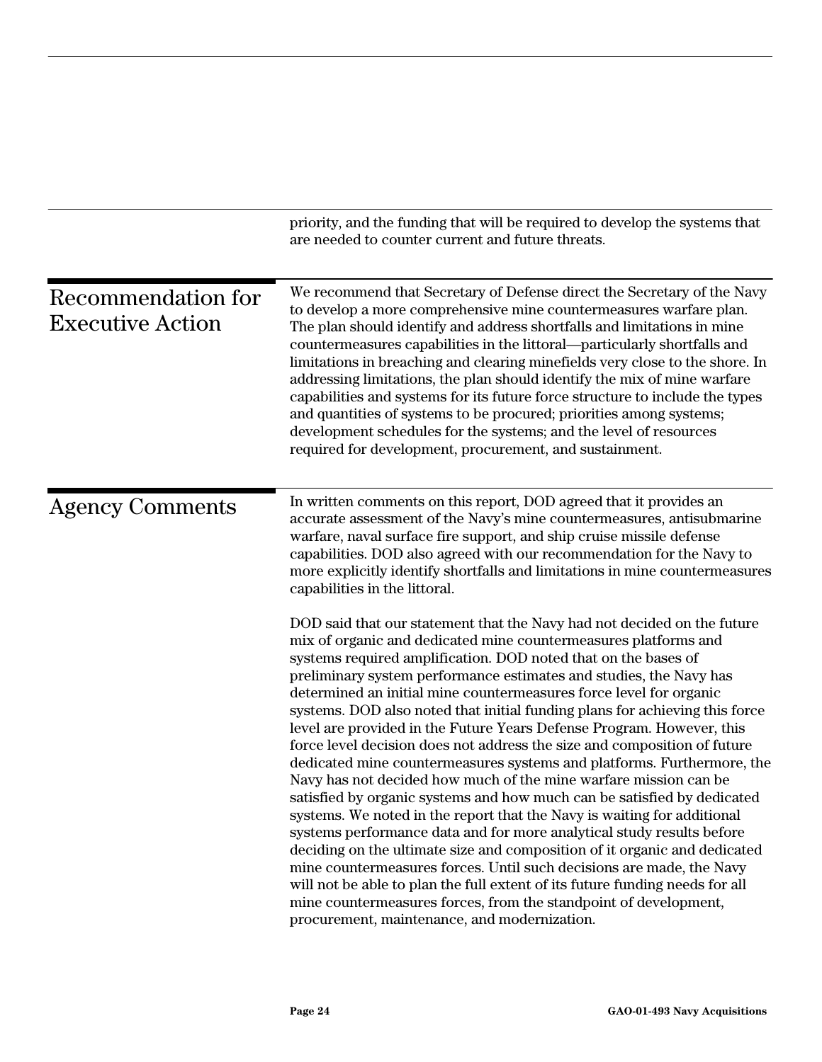priority, and the funding that will be required to develop the systems that are needed to counter current and future threats.

## Recommendation for Executive Action

We recommend that Secretary of Defense direct the Secretary of the Navy to develop a more comprehensive mine countermeasures warfare plan. The plan should identify and address shortfalls and limitations in mine countermeasures capabilities in the littoral—particularly shortfalls and limitations in breaching and clearing minefields very close to the shore. In addressing limitations, the plan should identify the mix of mine warfare capabilities and systems for its future force structure to include the types and quantities of systems to be procured; priorities among systems; development schedules for the systems; and the level of resources required for development, procurement, and sustainment.

## Agency Comments

In written comments on this report, DOD agreed that it provides an accurate assessment of the Navy's mine countermeasures, antisubmarine warfare, naval surface fire support, and ship cruise missile defense capabilities. DOD also agreed with our recommendation for the Navy to more explicitly identify shortfalls and limitations in mine countermeasures capabilities in the littoral.

DOD said that our statement that the Navy had not decided on the future mix of organic and dedicated mine countermeasures platforms and systems required amplification. DOD noted that on the bases of preliminary system performance estimates and studies, the Navy has determined an initial mine countermeasures force level for organic systems. DOD also noted that initial funding plans for achieving this force level are provided in the Future Years Defense Program. However, this force level decision does not address the size and composition of future dedicated mine countermeasures systems and platforms. Furthermore, the Navy has not decided how much of the mine warfare mission can be satisfied by organic systems and how much can be satisfied by dedicated systems. We noted in the report that the Navy is waiting for additional systems performance data and for more analytical study results before deciding on the ultimate size and composition of it organic and dedicated mine countermeasures forces. Until such decisions are made, the Navy will not be able to plan the full extent of its future funding needs for all mine countermeasures forces, from the standpoint of development, procurement, maintenance, and modernization.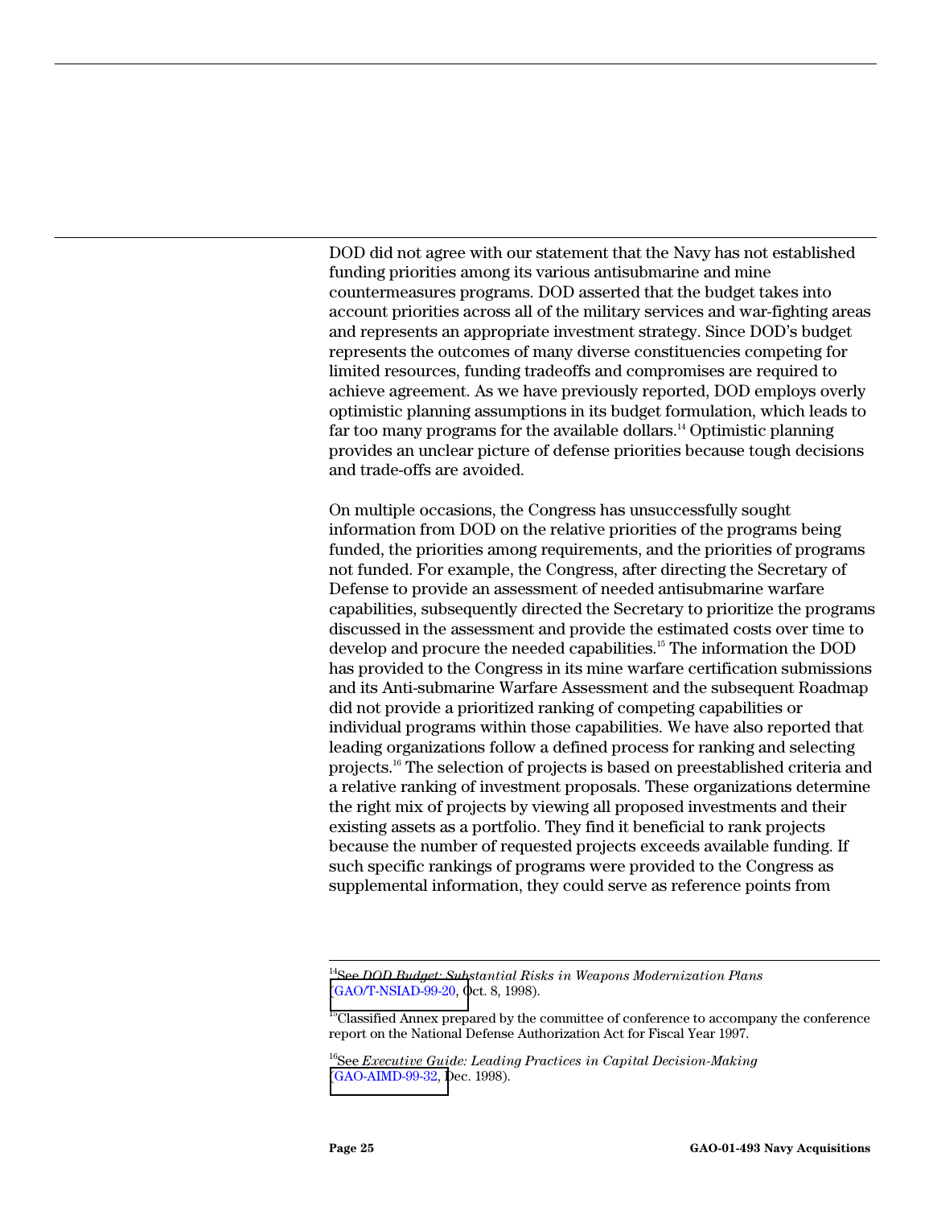DOD did not agree with our statement that the Navy has not established funding priorities among its various antisubmarine and mine countermeasures programs. DOD asserted that the budget takes into account priorities across all of the military services and war-fighting areas and represents an appropriate investment strategy. Since DOD's budget represents the outcomes of many diverse constituencies competing for limited resources, funding tradeoffs and compromises are required to achieve agreement. As we have previously reported, DOD employs overly optimistic planning assumptions in its budget formulation, which leads to far too many programs for the available dollars.[14] Optimistic planning provides an unclear picture of defense priorities because tough decisions and trade-offs are avoided.

On multiple occasions, the Congress has unsuccessfully sought information from DOD on the relative priorities of the programs being funded, the priorities among requirements, and the priorities of programs not funded. For example, the Congress, after directing the Secretary of Defense to provide an assessment of needed antisubmarine warfare capabilities, subsequently directed the Secretary to prioritize the programs discussed in the assessment and provide the estimated costs over time to develop and procure the needed capabilities.[15] The information the DOD has provided to the Congress in its mine warfare certification submissions and its Anti-submarine Warfare Assessment and the subsequent Roadmap did not provide a prioritized ranking of competing capabilities or individual programs within those capabilities. We have also reported that leading organizations follow a defined process for ranking and selecting projects.[16] The selection of projects is based on preestablished criteria and a relative ranking of investment proposals. These organizations determine the right mix of projects by viewing all proposed investments and their existing assets as a portfolio. They find it beneficial to rank projects because the number of requested projects exceeds available funding. If such specific rankings of programs were provided to the Congress as supplemental information, they could serve as reference points from

---

[14] See *DOD Budget: Substantial Risks in Weapons Modernization Plans* (GAO/T-NSIAD-99-20, Oct. 8, 1998).

[15] Classified Annex prepared by the committee of conference to accompany the conference report on the National Defense Authorization Act for Fiscal Year 1997.

[16] See *Executive Guide: Leading Practices in Capital Decision-Making* (GAO-AIMD-99-32, Dec. 1998).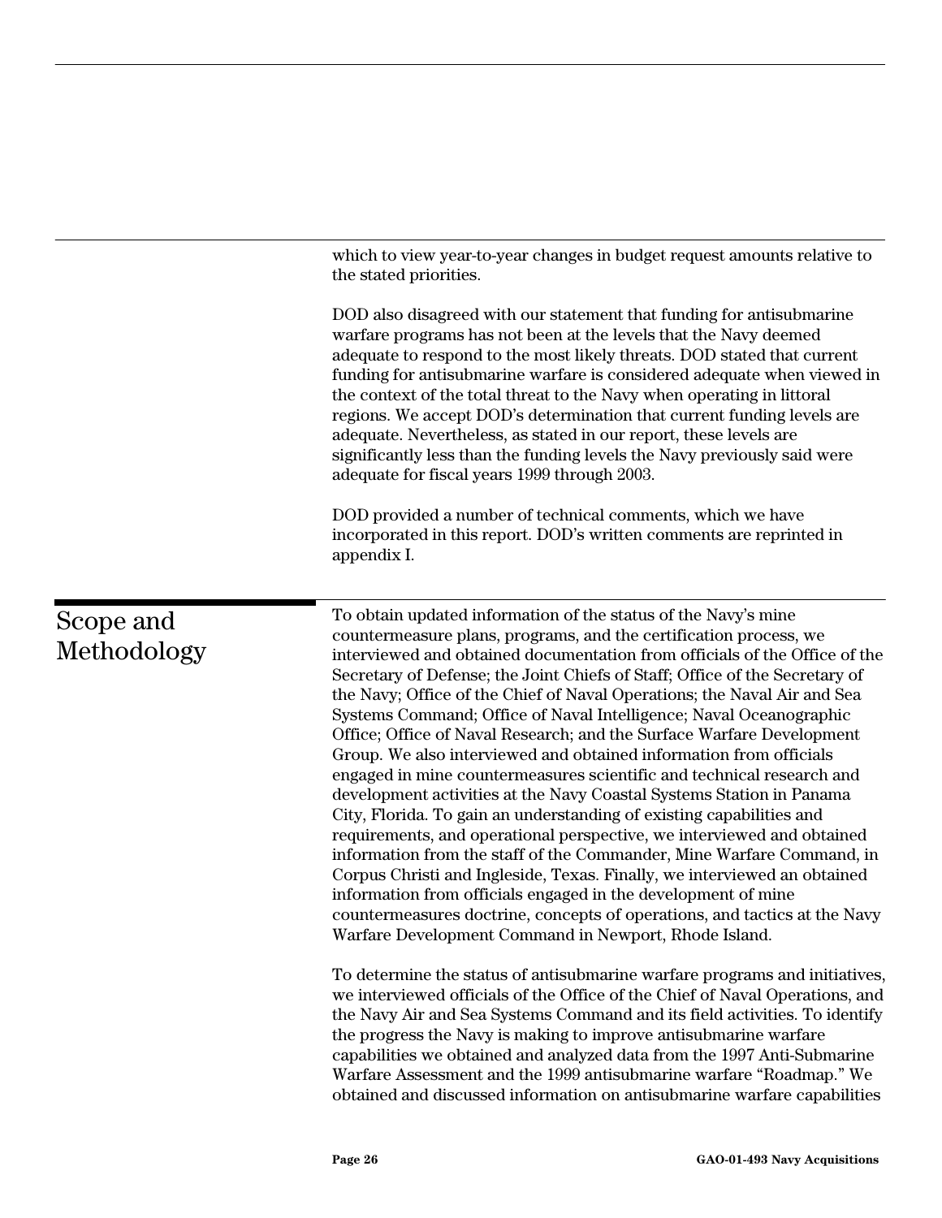which to view year-to-year changes in budget request amounts relative to the stated priorities.

DOD also disagreed with our statement that funding for antisubmarine warfare programs has not been at the levels that the Navy deemed adequate to respond to the most likely threats. DOD stated that current funding for antisubmarine warfare is considered adequate when viewed in the context of the total threat to the Navy when operating in littoral regions. We accept DOD's determination that current funding levels are adequate. Nevertheless, as stated in our report, these levels are significantly less than the funding levels the Navy previously said were adequate for fiscal years 1999 through 2003.

DOD provided a number of technical comments, which we have incorporated in this report. DOD's written comments are reprinted in appendix I.

## Scope and Methodology

To obtain updated information of the status of the Navy's mine countermeasure plans, programs, and the certification process, we interviewed and obtained documentation from officials of the Office of the Secretary of Defense; the Joint Chiefs of Staff; Office of the Secretary of the Navy; Office of the Chief of Naval Operations; the Naval Air and Sea Systems Command; Office of Naval Intelligence; Naval Oceanographic Office; Office of Naval Research; and the Surface Warfare Development Group. We also interviewed and obtained information from officials engaged in mine countermeasures scientific and technical research and development activities at the Navy Coastal Systems Station in Panama City, Florida. To gain an understanding of existing capabilities and requirements, and operational perspective, we interviewed and obtained information from the staff of the Commander, Mine Warfare Command, in Corpus Christi and Ingleside, Texas. Finally, we interviewed an obtained information from officials engaged in the development of mine countermeasures doctrine, concepts of operations, and tactics at the Navy Warfare Development Command in Newport, Rhode Island.

To determine the status of antisubmarine warfare programs and initiatives, we interviewed officials of the Office of the Chief of Naval Operations, and the Navy Air and Sea Systems Command and its field activities. To identify the progress the Navy is making to improve antisubmarine warfare capabilities we obtained and analyzed data from the 1997 Anti-Submarine Warfare Assessment and the 1999 antisubmarine warfare "Roadmap." We obtained and discussed information on antisubmarine warfare capabilities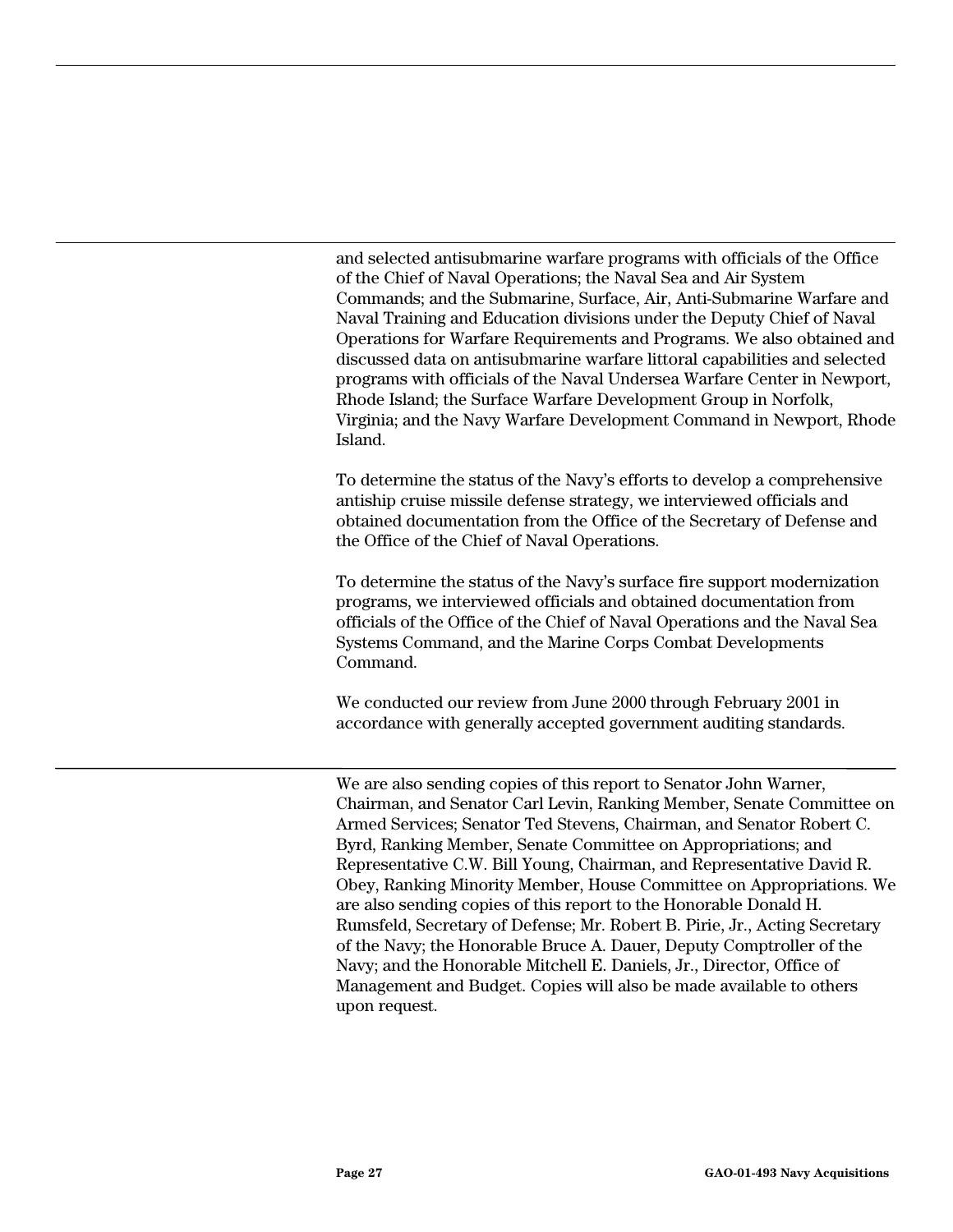and selected antisubmarine warfare programs with officials of the Office of the Chief of Naval Operations; the Naval Sea and Air System Commands; and the Submarine, Surface, Air, Anti-Submarine Warfare and Naval Training and Education divisions under the Deputy Chief of Naval Operations for Warfare Requirements and Programs. We also obtained and discussed data on antisubmarine warfare littoral capabilities and selected programs with officials of the Naval Undersea Warfare Center in Newport, Rhode Island; the Surface Warfare Development Group in Norfolk, Virginia; and the Navy Warfare Development Command in Newport, Rhode Island.

To determine the status of the Navy's efforts to develop a comprehensive antiship cruise missile defense strategy, we interviewed officials and obtained documentation from the Office of the Secretary of Defense and the Office of the Chief of Naval Operations.

To determine the status of the Navy's surface fire support modernization programs, we interviewed officials and obtained documentation from officials of the Office of the Chief of Naval Operations and the Naval Sea Systems Command, and the Marine Corps Combat Developments Command.

We conducted our review from June 2000 through February 2001 in accordance with generally accepted government auditing standards.

We are also sending copies of this report to Senator John Warner, Chairman, and Senator Carl Levin, Ranking Member, Senate Committee on Armed Services; Senator Ted Stevens, Chairman, and Senator Robert C. Byrd, Ranking Member, Senate Committee on Appropriations; and Representative C.W. Bill Young, Chairman, and Representative David R. Obey, Ranking Minority Member, House Committee on Appropriations. We are also sending copies of this report to the Honorable Donald H. Rumsfeld, Secretary of Defense; Mr. Robert B. Pirie, Jr., Acting Secretary of the Navy; the Honorable Bruce A. Dauer, Deputy Comptroller of the Navy; and the Honorable Mitchell E. Daniels, Jr., Director, Office of Management and Budget. Copies will also be made available to others upon request.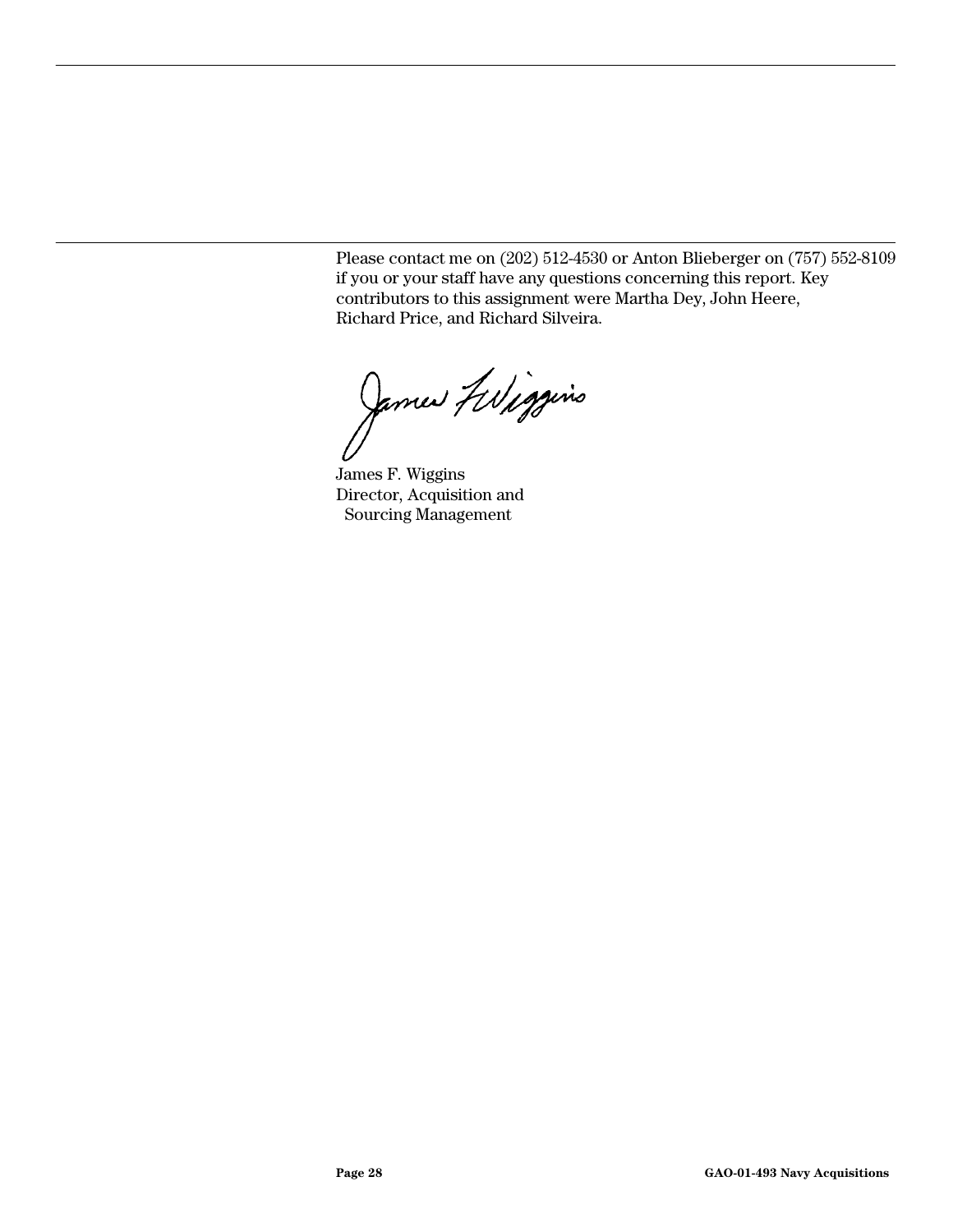Please contact me on (202) 512-4530 or Anton Blieberger on (757) 552-8109 if you or your staff have any questions concerning this report. Key contributors to this assignment were Martha Dey, John Heere, Richard Price, and Richard Silveira.

James F. Wiggins
Director, Acquisition and
Sourcing Management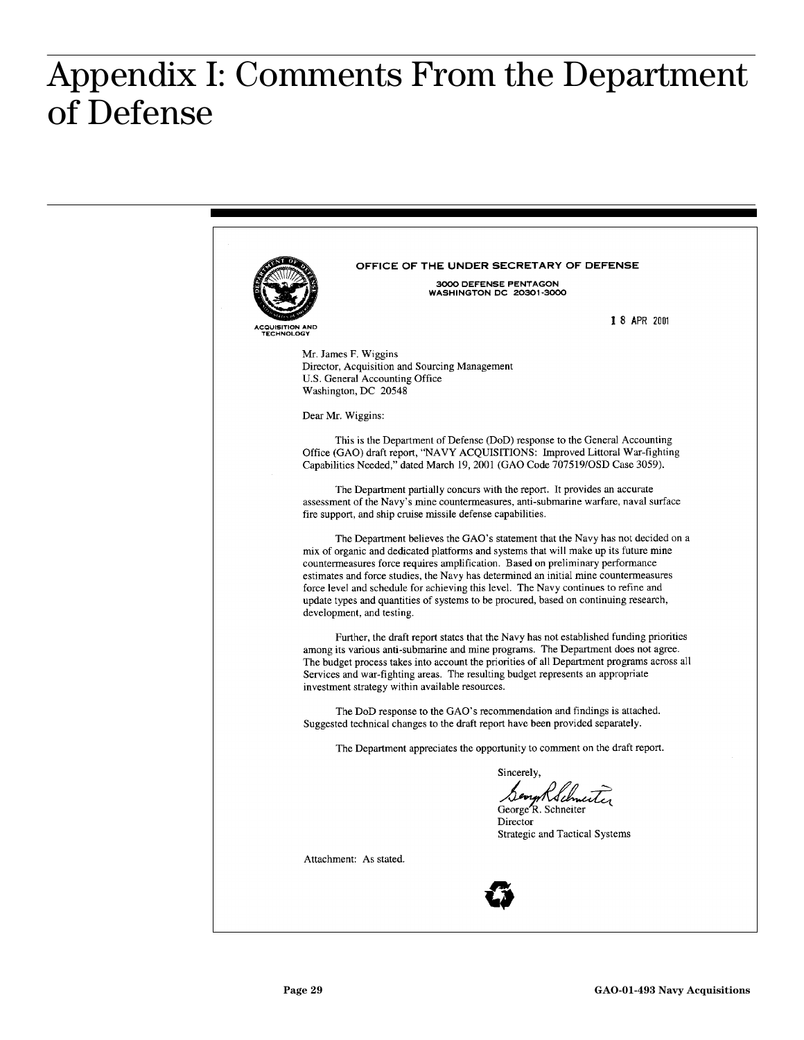# Appendix I: Comments From the Department of Defense

OFFICE OF THE UNDER SECRETARY OF DEFENSE

3000 DEFENSE PENTAGON
WASHINGTON DC 20301-3000

ACQUISITION AND TECHNOLOGY

18 APR 2001

Mr. James F. Wiggins
Director, Acquisition and Sourcing Management
U.S. General Accounting Office
Washington, DC 20548

Dear Mr. Wiggins:

This is the Department of Defense (DoD) response to the General Accounting Office (GAO) draft report, "NAVY ACQUISITIONS: Improved Littoral War-fighting Capabilities Needed," dated March 19, 2001 (GAO Code 707519/OSD Case 3059).

The Department partially concurs with the report. It provides an accurate assessment of the Navy's mine countermeasures, anti-submarine warfare, naval surface fire support, and ship cruise missile defense capabilities.

The Department believes the GAO's statement that the Navy has not decided on a mix of organic and dedicated platforms and systems that will make up its future mine countermeasures force requires amplification. Based on preliminary performance estimates and force studies, the Navy has determined an initial mine countermeasures force level and schedule for achieving this level. The Navy continues to refine and update types and quantities of systems to be procured, based on continuing research, development, and testing.

Further, the draft report states that the Navy has not established funding priorities among its various anti-submarine and mine programs. The Department does not agree. The budget process takes into account the priorities of all Department programs across all Services and war-fighting areas. The resulting budget represents an appropriate investment strategy within available resources.

The DoD response to the GAO's recommendation and findings is attached. Suggested technical changes to the draft report have been provided separately.

The Department appreciates the opportunity to comment on the draft report.

Sincerely,

George R. Schneiter
Director
Strategic and Tactical Systems

Attachment: As stated.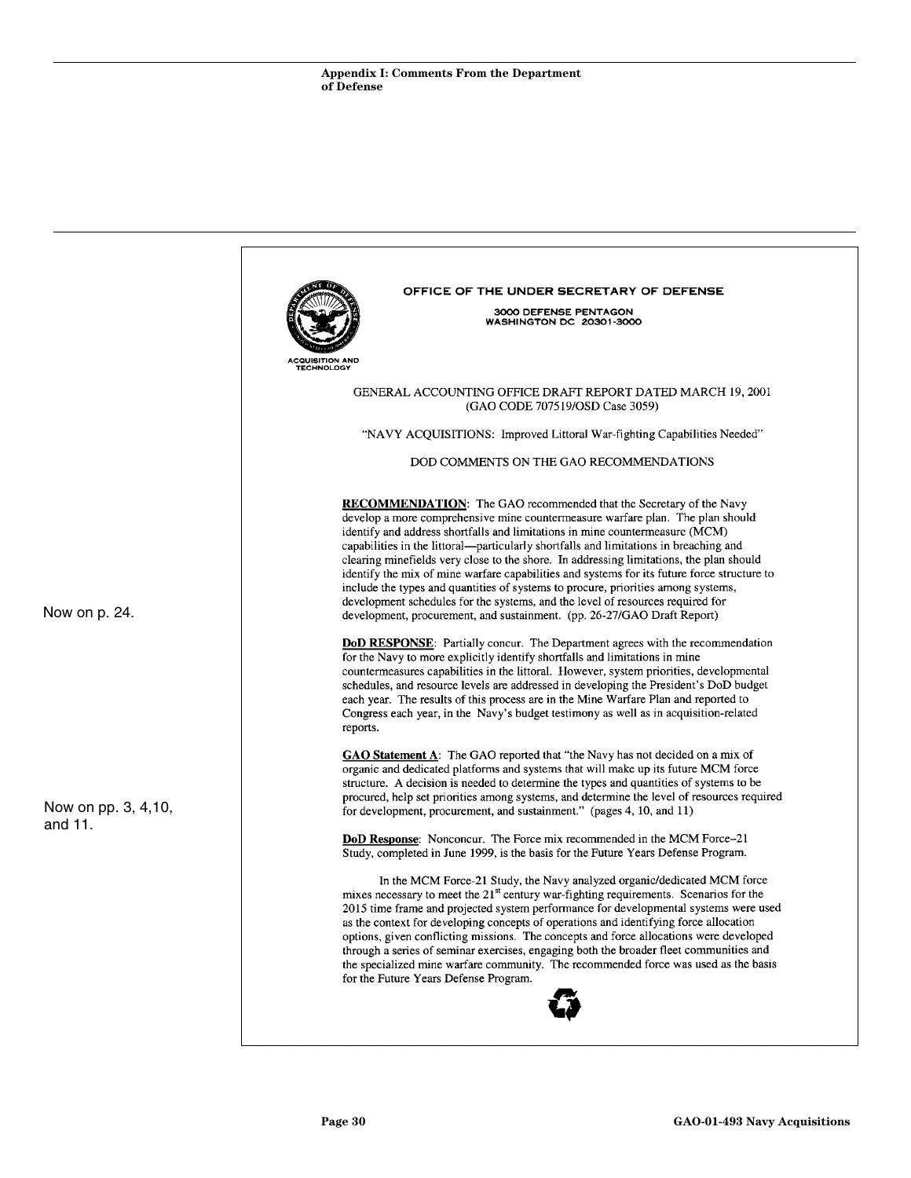Appendix I: Comments From the Department of Defense

OFFICE OF THE UNDER SECRETARY OF DEFENSE
3000 DEFENSE PENTAGON
WASHINGTON DC 20301-3000

ACQUISITION AND TECHNOLOGY

GENERAL ACCOUNTING OFFICE DRAFT REPORT DATED MARCH 19, 2001
(GAO CODE 707519/OSD Case 3059)

"NAVY ACQUISITIONS: Improved Littoral War-fighting Capabilities Needed"

DOD COMMENTS ON THE GAO RECOMMENDATIONS

**RECOMMENDATION**: The GAO recommended that the Secretary of the Navy develop a more comprehensive mine countermeasure warfare plan. The plan should identify and address shortfalls and limitations in mine countermeasure (MCM) capabilities in the littoral—particularly shortfalls and limitations in breaching and clearing minefields very close to the shore. In addressing limitations, the plan should identify the mix of mine warfare capabilities and systems for its future force structure to include the types and quantities of systems to procure, priorities among systems, development schedules for the systems, and the level of resources required for development, procurement, and sustainment. (pp. 26-27/GAO Draft Report)

Now on p. 24.

**DoD RESPONSE**: Partially concur. The Department agrees with the recommendation for the Navy to more explicitly identify shortfalls and limitations in mine countermeasures capabilities in the littoral. However, system priorities, developmental schedules, and resource levels are addressed in developing the President's DoD budget each year. The results of this process are in the Mine Warfare Plan and reported to Congress each year, in the Navy's budget testimony as well as in acquisition-related reports.

**GAO Statement A**: The GAO reported that "the Navy has not decided on a mix of organic and dedicated platforms and systems that will make up its future MCM force structure. A decision is needed to determine the types and quantities of systems to be procured, help set priorities among systems, and determine the level of resources required for development, procurement, and sustainment." (pages 4, 10, and 11)

Now on pp. 3, 4,10, and 11.

**DoD Response**: Nonconcur. The Force mix recommended in the MCM Force-21 Study, completed in June 1999, is the basis for the Future Years Defense Program.

In the MCM Force-21 Study, the Navy analyzed organic/dedicated MCM force mixes necessary to meet the 21st century war-fighting requirements. Scenarios for the 2015 time frame and projected system performance for developmental systems were used as the context for developing concepts of operations and identifying force allocation options, given conflicting missions. The concepts and force allocations were developed through a series of seminar exercises, engaging both the broader fleet communities and the specialized mine warfare community. The recommended force was used as the basis for the Future Years Defense Program.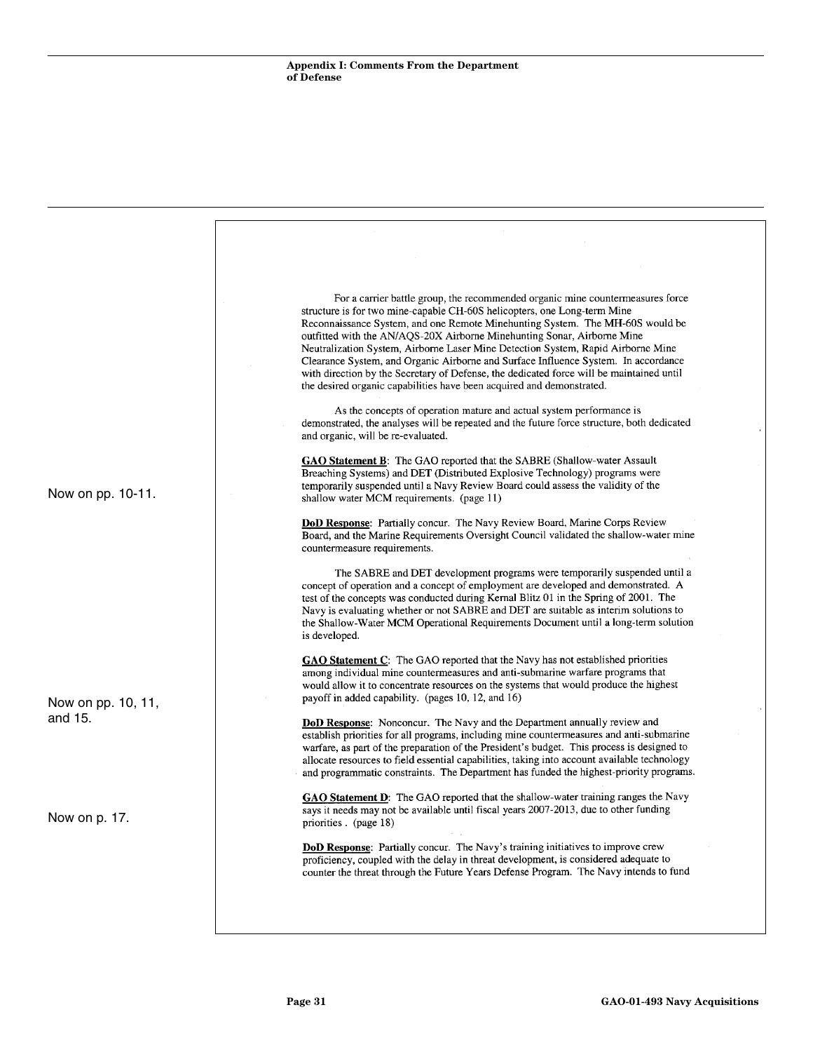Appendix I: Comments From the Department of Defense

For a carrier battle group, the recommended organic mine countermeasures force structure is for two mine-capable CH-60S helicopters, one Long-term Mine Reconnaissance System, and one Remote Minehunting System. The MH-60S would be outfitted with the AN/AQS-20X Airborne Minehunting Sonar, Airborne Mine Neutralization System, Airborne Laser Mine Detection System, Rapid Airborne Mine Clearance System, and Organic Airborne and Surface Influence System. In accordance with direction by the Secretary of Defense, the dedicated force will be maintained until the desired organic capabilities have been acquired and demonstrated.

As the concepts of operation mature and actual system performance is demonstrated, the analyses will be repeated and the future force structure, both dedicated and organic, will be re-evaluated.

Now on pp. 10-11.

**GAO Statement B**: The GAO reported that the SABRE (Shallow-water Assault Breaching Systems) and DET (Distributed Explosive Technology) programs were temporarily suspended until a Navy Review Board could assess the validity of the shallow water MCM requirements. (page 11)

**DoD Response**: Partially concur. The Navy Review Board, Marine Corps Review Board, and the Marine Requirements Oversight Council validated the shallow-water mine countermeasure requirements.

The SABRE and DET development programs were temporarily suspended until a concept of operation and a concept of employment are developed and demonstrated. A test of the concepts was conducted during Kernal Blitz 01 in the Spring of 2001. The Navy is evaluating whether or not SABRE and DET are suitable as interim solutions to the Shallow-Water MCM Operational Requirements Document until a long-term solution is developed.

Now on pp. 10, 11, and 15.

**GAO Statement C**: The GAO reported that the Navy has not established priorities among individual mine countermeasures and anti-submarine warfare programs that would allow it to concentrate resources on the systems that would produce the highest payoff in added capability. (pages 10, 12, and 16)

**DoD Response**: Nonconcur. The Navy and the Department annually review and establish priorities for all programs, including mine countermeasures and anti-submarine warfare, as part of the preparation of the President's budget. This process is designed to allocate resources to field essential capabilities, taking into account available technology and programmatic constraints. The Department has funded the highest-priority programs.

Now on p. 17.

**GAO Statement D**: The GAO reported that the shallow-water training ranges the Navy says it needs may not be available until fiscal years 2007-2013, due to other funding priorities . (page 18)

**DoD Response**: Partially concur. The Navy's training initiatives to improve crew proficiency, coupled with the delay in threat development, is considered adequate to counter the threat through the Future Years Defense Program. The Navy intends to fund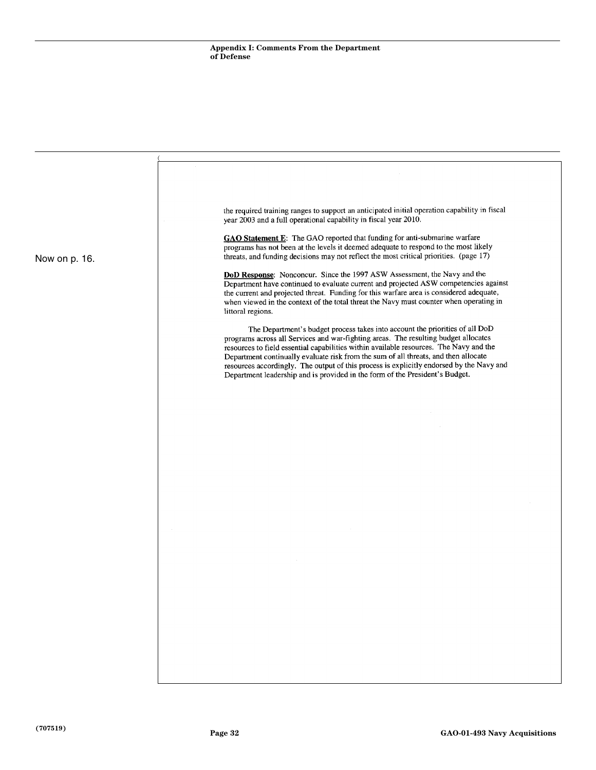the required training ranges to support an anticipated initial operation capability in fiscal year 2003 and a full operational capability in fiscal year 2010.

Now on p. 16.

**GAO Statement E**: The GAO reported that funding for anti-submarine warfare programs has not been at the levels it deemed adequate to respond to the most likely threats, and funding decisions may not reflect the most critical priorities. (page 17)

**DoD Response**: Nonconcur. Since the 1997 ASW Assessment, the Navy and the Department have continued to evaluate current and projected ASW competencies against the current and projected threat. Funding for this warfare area is considered adequate, when viewed in the context of the total threat the Navy must counter when operating in littoral regions.

The Department's budget process takes into account the priorities of all DoD programs across all Services and war-fighting areas. The resulting budget allocates resources to field essential capabilities within available resources. The Navy and the Department continually evaluate risk from the sum of all threats, and then allocate resources accordingly. The output of this process is explicitly endorsed by the Navy and Department leadership and is provided in the form of the President's Budget.

(707519)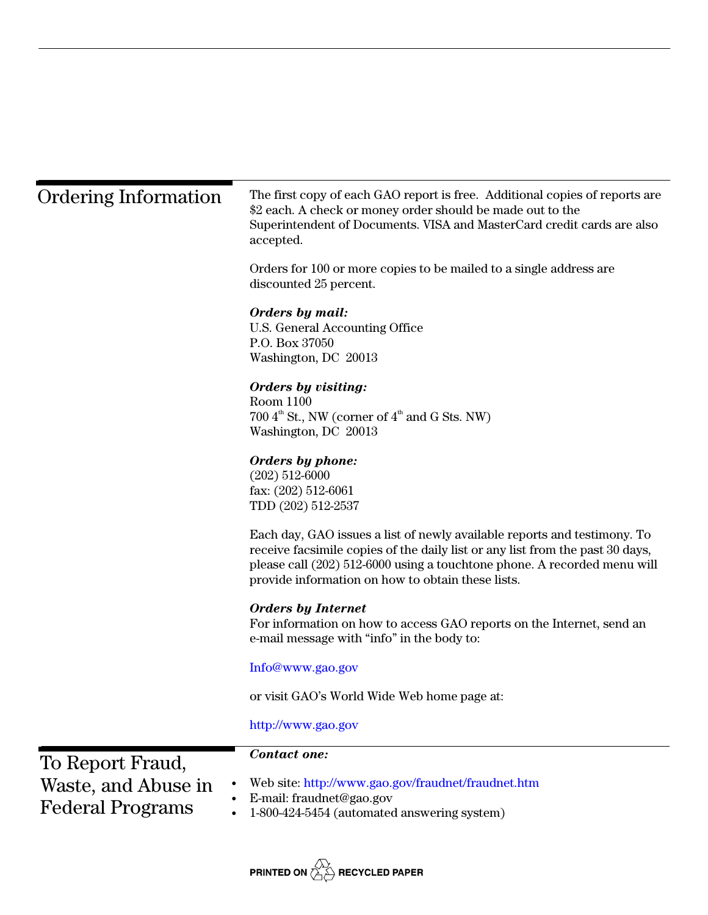## Ordering Information

The first copy of each GAO report is free. Additional copies of reports are $2 each. A check or money order should be made out to the Superintendent of Documents. VISA and MasterCard credit cards are also accepted.

Orders for 100 or more copies to be mailed to a single address are discounted 25 percent.

***Orders by mail:***
U.S. General Accounting Office
P.O. Box 37050
Washington, DC 20013

***Orders by visiting:***
Room 1100
700 4th St., NW (corner of 4th and G Sts. NW)
Washington, DC 20013

***Orders by phone:***
(202) 512-6000
fax: (202) 512-6061
TDD (202) 512-2537

Each day, GAO issues a list of newly available reports and testimony. To receive facsimile copies of the daily list or any list from the past 30 days, please call (202) 512-6000 using a touchtone phone. A recorded menu will provide information on how to obtain these lists.

***Orders by Internet***
For information on how to access GAO reports on the Internet, send an e-mail message with "info" in the body to:

Info@www.gao.gov

or visit GAO's World Wide Web home page at:

http://www.gao.gov

## To Report Fraud, Waste, and Abuse in Federal Programs

***Contact one:***

- Web site: http://www.gao.gov/fraudnet/fraudnet.htm
- E-mail: fraudnet@gao.gov
- 1-800-424-5454 (automated answering system)

PRINTED ON RECYCLED PAPER